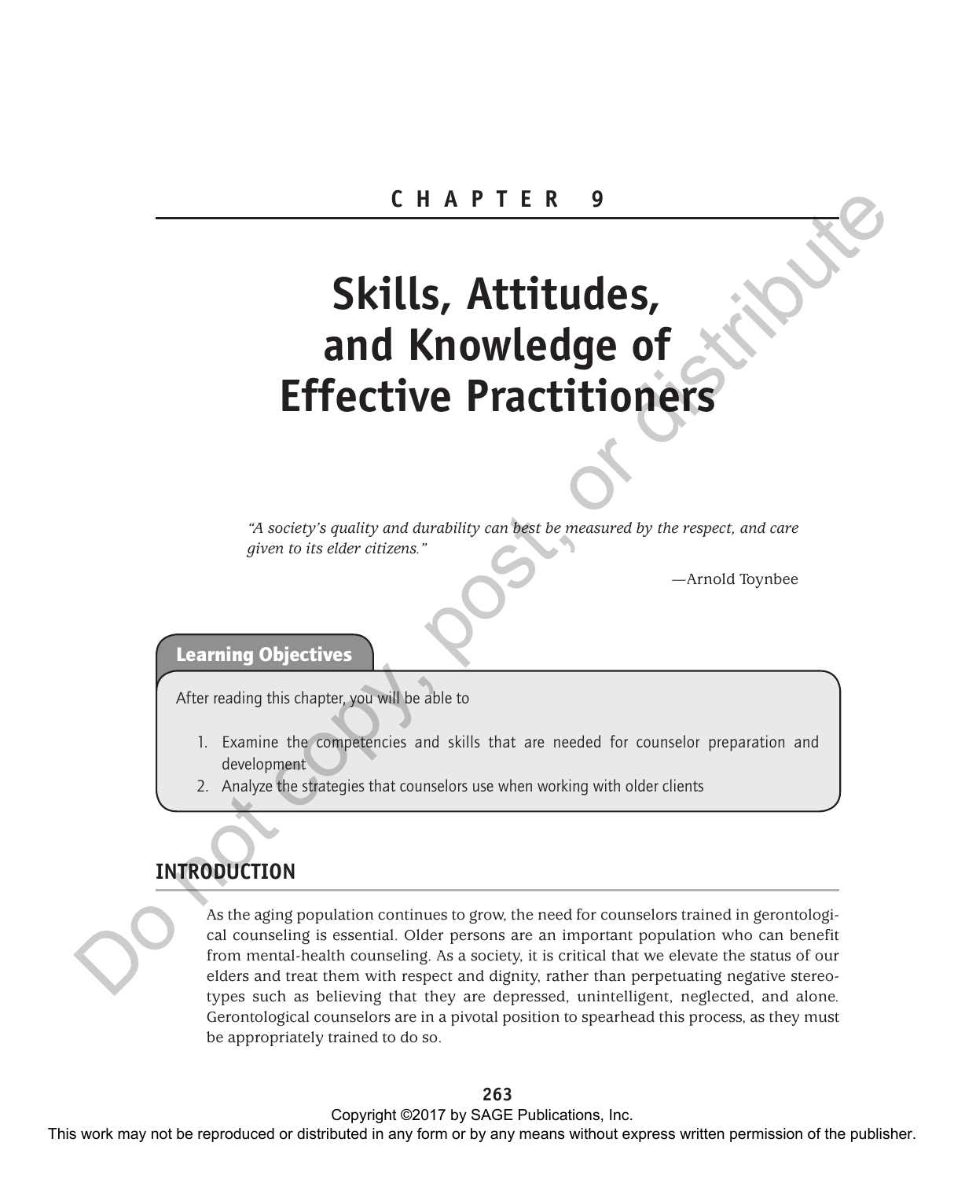# CHAPTER 9

# Skills, Attitudes, and Knowledge of Effective Practitioners

*"A society's quality and durability can best be measured by the respect, and care given to its elder citizens."*

—Arnold Toynbee

**Learning Objectives**

After reading this chapter, you will be able to

1. Examine the competencies and skills that are needed for counselor preparation and development
2. Analyze the strategies that counselors use when working with older clients

## INTRODUCTION

As the aging population continues to grow, the need for counselors trained in gerontological counseling is essential. Older persons are an important population who can benefit from mental-health counseling. As a society, it is critical that we elevate the status of our elders and treat them with respect and dignity, rather than perpetuating negative stereotypes such as believing that they are depressed, unintelligent, neglected, and alone. Gerontological counselors are in a pivotal position to spearhead this process, as they must be appropriately trained to do so.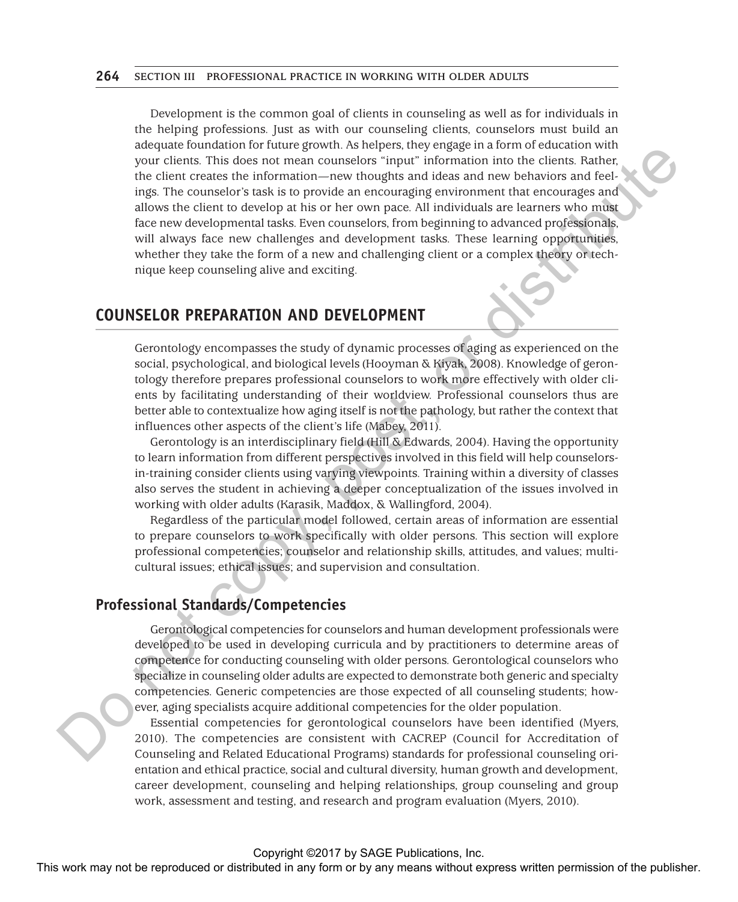Development is the common goal of clients in counseling as well as for individuals in the helping professions. Just as with our counseling clients, counselors must build an adequate foundation for future growth. As helpers, they engage in a form of education with your clients. This does not mean counselors "input" information into the clients. Rather, the client creates the information—new thoughts and ideas and new behaviors and feelings. The counselor's task is to provide an encouraging environment that encourages and allows the client to develop at his or her own pace. All individuals are learners who must face new developmental tasks. Even counselors, from beginning to advanced professionals, will always face new challenges and development tasks. These learning opportunities, whether they take the form of a new and challenging client or a complex theory or technique keep counseling alive and exciting.

## COUNSELOR PREPARATION AND DEVELOPMENT

Gerontology encompasses the study of dynamic processes of aging as experienced on the social, psychological, and biological levels (Hooyman & Kiyak, 2008). Knowledge of gerontology therefore prepares professional counselors to work more effectively with older clients by facilitating understanding of their worldview. Professional counselors thus are better able to contextualize how aging itself is not the pathology, but rather the context that influences other aspects of the client's life (Mabey, 2011).

Gerontology is an interdisciplinary field (Hill & Edwards, 2004). Having the opportunity to learn information from different perspectives involved in this field will help counselors-in-training consider clients using varying viewpoints. Training within a diversity of classes also serves the student in achieving a deeper conceptualization of the issues involved in working with older adults (Karasik, Maddox, & Wallingford, 2004).

Regardless of the particular model followed, certain areas of information are essential to prepare counselors to work specifically with older persons. This section will explore professional competencies; counselor and relationship skills, attitudes, and values; multicultural issues; ethical issues; and supervision and consultation.

### Professional Standards/Competencies

Gerontological competencies for counselors and human development professionals were developed to be used in developing curricula and by practitioners to determine areas of competence for conducting counseling with older persons. Gerontological counselors who specialize in counseling older adults are expected to demonstrate both generic and specialty competencies. Generic competencies are those expected of all counseling students; however, aging specialists acquire additional competencies for the older population.

Essential competencies for gerontological counselors have been identified (Myers, 2010). The competencies are consistent with CACREP (Council for Accreditation of Counseling and Related Educational Programs) standards for professional counseling orientation and ethical practice, social and cultural diversity, human growth and development, career development, counseling and helping relationships, group counseling and group work, assessment and testing, and research and program evaluation (Myers, 2010).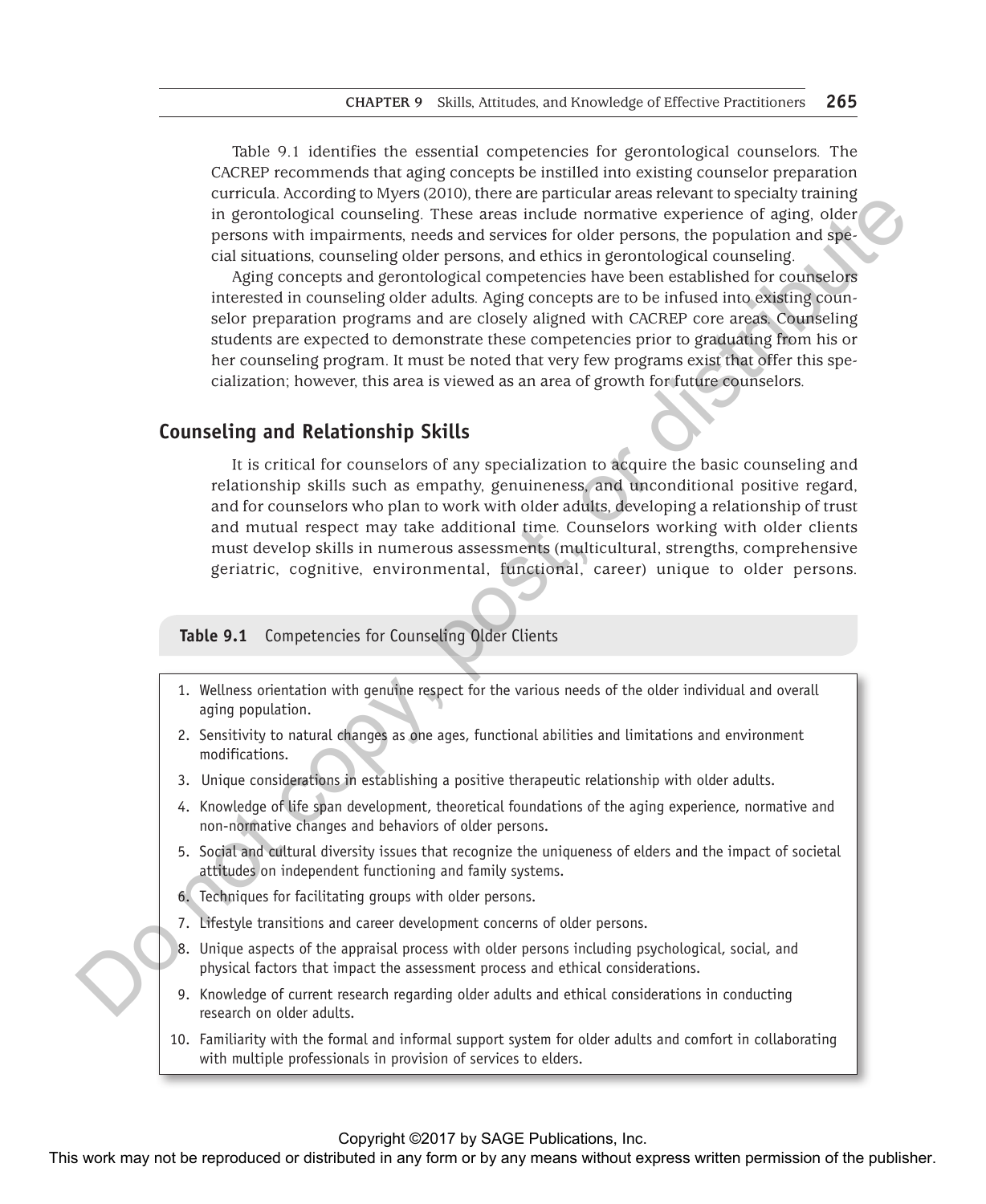Table 9.1 identifies the essential competencies for gerontological counselors. The CACREP recommends that aging concepts be instilled into existing counselor preparation curricula. According to Myers (2010), there are particular areas relevant to specialty training in gerontological counseling. These areas include normative experience of aging, older persons with impairments, needs and services for older persons, the population and special situations, counseling older persons, and ethics in gerontological counseling.

Aging concepts and gerontological competencies have been established for counselors interested in counseling older adults. Aging concepts are to be infused into existing counselor preparation programs and are closely aligned with CACREP core areas. Counseling students are expected to demonstrate these competencies prior to graduating from his or her counseling program. It must be noted that very few programs exist that offer this specialization; however, this area is viewed as an area of growth for future counselors.

## Counseling and Relationship Skills

It is critical for counselors of any specialization to acquire the basic counseling and relationship skills such as empathy, genuineness, and unconditional positive regard, and for counselors who plan to work with older adults, developing a relationship of trust and mutual respect may take additional time. Counselors working with older clients must develop skills in numerous assessments (multicultural, strengths, comprehensive geriatric, cognitive, environmental, functional, career) unique to older persons.

**Table 9.1** Competencies for Counseling Older Clients

1. Wellness orientation with genuine respect for the various needs of the older individual and overall aging population.
2. Sensitivity to natural changes as one ages, functional abilities and limitations and environment modifications.
3. Unique considerations in establishing a positive therapeutic relationship with older adults.
4. Knowledge of life span development, theoretical foundations of the aging experience, normative and non-normative changes and behaviors of older persons.
5. Social and cultural diversity issues that recognize the uniqueness of elders and the impact of societal attitudes on independent functioning and family systems.
6. Techniques for facilitating groups with older persons.
7. Lifestyle transitions and career development concerns of older persons.
8. Unique aspects of the appraisal process with older persons including psychological, social, and physical factors that impact the assessment process and ethical considerations.
9. Knowledge of current research regarding older adults and ethical considerations in conducting research on older adults.
10. Familiarity with the formal and informal support system for older adults and comfort in collaborating with multiple professionals in provision of services to elders.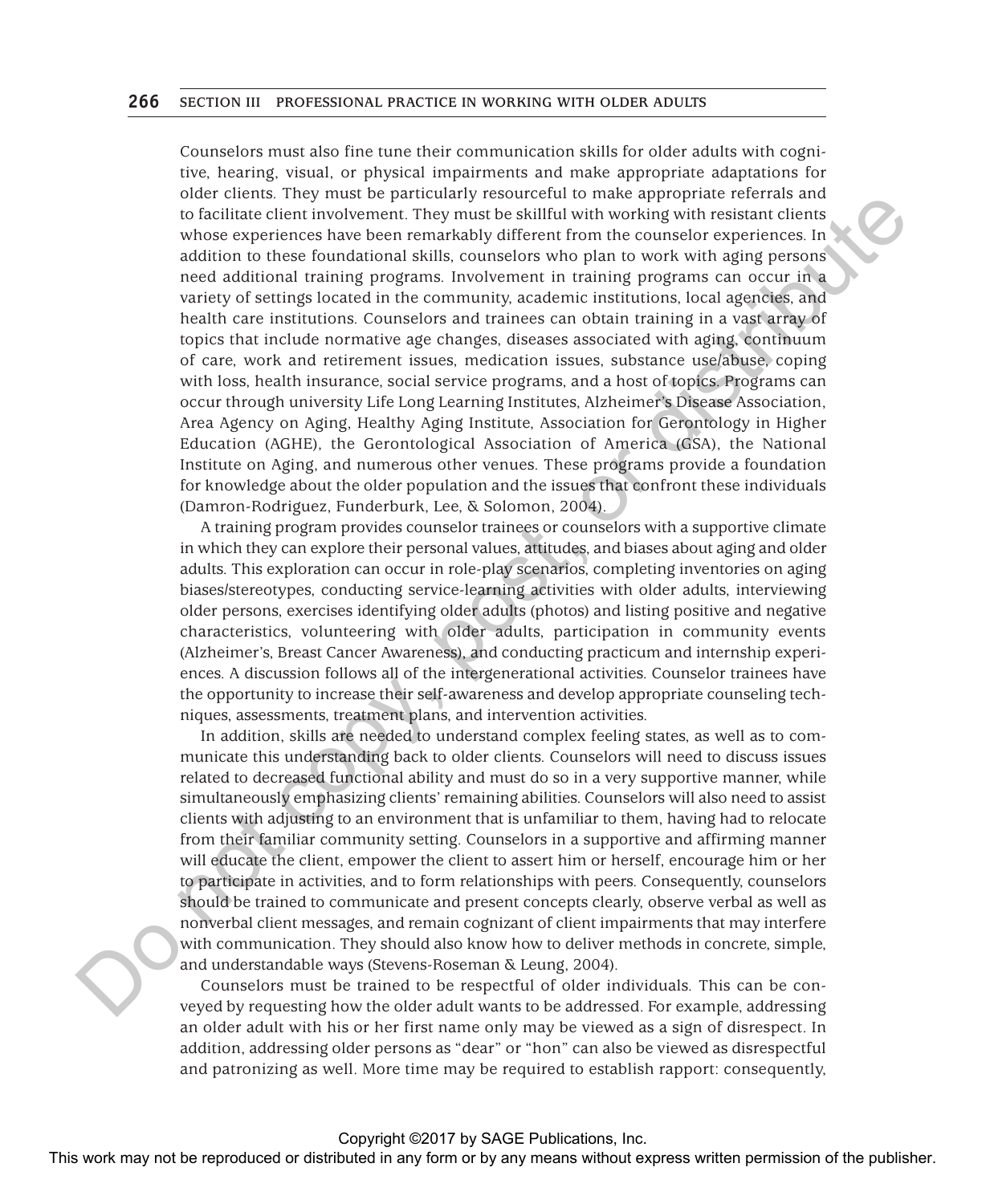Counselors must also fine tune their communication skills for older adults with cognitive, hearing, visual, or physical impairments and make appropriate adaptations for older clients. They must be particularly resourceful to make appropriate referrals and to facilitate client involvement. They must be skillful with working with resistant clients whose experiences have been remarkably different from the counselor experiences. In addition to these foundational skills, counselors who plan to work with aging persons need additional training programs. Involvement in training programs can occur in a variety of settings located in the community, academic institutions, local agencies, and health care institutions. Counselors and trainees can obtain training in a vast array of topics that include normative age changes, diseases associated with aging, continuum of care, work and retirement issues, medication issues, substance use/abuse, coping with loss, health insurance, social service programs, and a host of topics. Programs can occur through university Life Long Learning Institutes, Alzheimer's Disease Association, Area Agency on Aging, Healthy Aging Institute, Association for Gerontology in Higher Education (AGHE), the Gerontological Association of America (GSA), the National Institute on Aging, and numerous other venues. These programs provide a foundation for knowledge about the older population and the issues that confront these individuals (Damron-Rodriguez, Funderburk, Lee, & Solomon, 2004).

A training program provides counselor trainees or counselors with a supportive climate in which they can explore their personal values, attitudes, and biases about aging and older adults. This exploration can occur in role-play scenarios, completing inventories on aging biases/stereotypes, conducting service-learning activities with older adults, interviewing older persons, exercises identifying older adults (photos) and listing positive and negative characteristics, volunteering with older adults, participation in community events (Alzheimer's, Breast Cancer Awareness), and conducting practicum and internship experiences. A discussion follows all of the intergenerational activities. Counselor trainees have the opportunity to increase their self-awareness and develop appropriate counseling techniques, assessments, treatment plans, and intervention activities.

In addition, skills are needed to understand complex feeling states, as well as to communicate this understanding back to older clients. Counselors will need to discuss issues related to decreased functional ability and must do so in a very supportive manner, while simultaneously emphasizing clients' remaining abilities. Counselors will also need to assist clients with adjusting to an environment that is unfamiliar to them, having had to relocate from their familiar community setting. Counselors in a supportive and affirming manner will educate the client, empower the client to assert him or herself, encourage him or her to participate in activities, and to form relationships with peers. Consequently, counselors should be trained to communicate and present concepts clearly, observe verbal as well as nonverbal client messages, and remain cognizant of client impairments that may interfere with communication. They should also know how to deliver methods in concrete, simple, and understandable ways (Stevens-Roseman & Leung, 2004).

Counselors must be trained to be respectful of older individuals. This can be conveyed by requesting how the older adult wants to be addressed. For example, addressing an older adult with his or her first name only may be viewed as a sign of disrespect. In addition, addressing older persons as "dear" or "hon" can also be viewed as disrespectful and patronizing as well. More time may be required to establish rapport: consequently,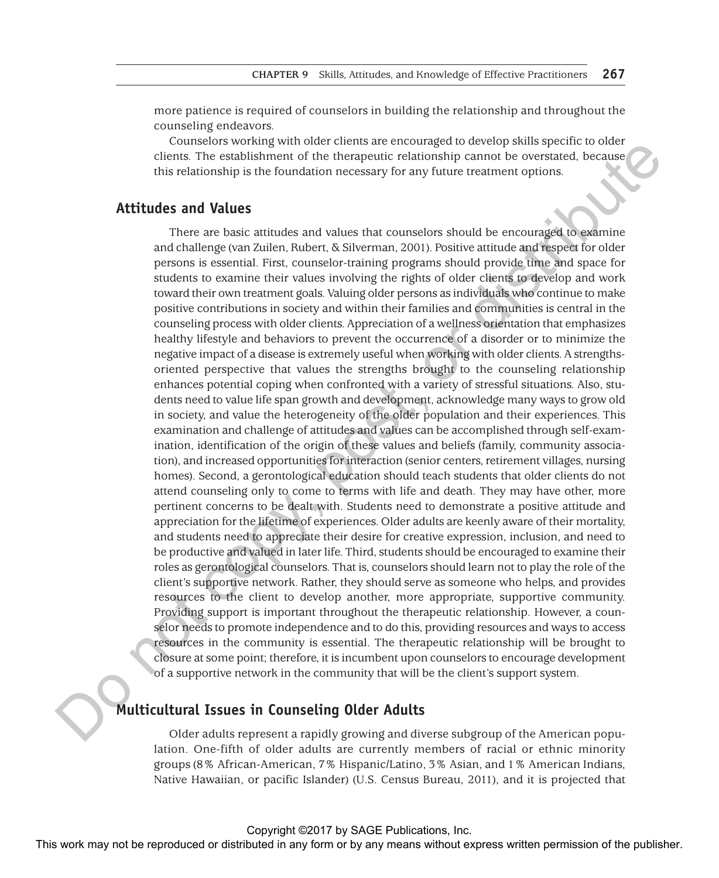more patience is required of counselors in building the relationship and throughout the counseling endeavors.

Counselors working with older clients are encouraged to develop skills specific to older clients. The establishment of the therapeutic relationship cannot be overstated, because this relationship is the foundation necessary for any future treatment options.

## Attitudes and Values

There are basic attitudes and values that counselors should be encouraged to examine and challenge (van Zuilen, Rubert, & Silverman, 2001). Positive attitude and respect for older persons is essential. First, counselor-training programs should provide time and space for students to examine their values involving the rights of older clients to develop and work toward their own treatment goals. Valuing older persons as individuals who continue to make positive contributions in society and within their families and communities is central in the counseling process with older clients. Appreciation of a wellness orientation that emphasizes healthy lifestyle and behaviors to prevent the occurrence of a disorder or to minimize the negative impact of a disease is extremely useful when working with older clients. A strengths-oriented perspective that values the strengths brought to the counseling relationship enhances potential coping when confronted with a variety of stressful situations. Also, students need to value life span growth and development, acknowledge many ways to grow old in society, and value the heterogeneity of the older population and their experiences. This examination and challenge of attitudes and values can be accomplished through self-examination, identification of the origin of these values and beliefs (family, community association), and increased opportunities for interaction (senior centers, retirement villages, nursing homes). Second, a gerontological education should teach students that older clients do not attend counseling only to come to terms with life and death. They may have other, more pertinent concerns to be dealt with. Students need to demonstrate a positive attitude and appreciation for the lifetime of experiences. Older adults are keenly aware of their mortality, and students need to appreciate their desire for creative expression, inclusion, and need to be productive and valued in later life. Third, students should be encouraged to examine their roles as gerontological counselors. That is, counselors should learn not to play the role of the client's supportive network. Rather, they should serve as someone who helps, and provides resources to the client to develop another, more appropriate, supportive community. Providing support is important throughout the therapeutic relationship. However, a counselor needs to promote independence and to do this, providing resources and ways to access resources in the community is essential. The therapeutic relationship will be brought to closure at some point; therefore, it is incumbent upon counselors to encourage development of a supportive network in the community that will be the client's support system.

## Multicultural Issues in Counseling Older Adults

Older adults represent a rapidly growing and diverse subgroup of the American population. One-fifth of older adults are currently members of racial or ethnic minority groups (8% African-American, 7% Hispanic/Latino, 3% Asian, and 1% American Indians, Native Hawaiian, or pacific Islander) (U.S. Census Bureau, 2011), and it is projected that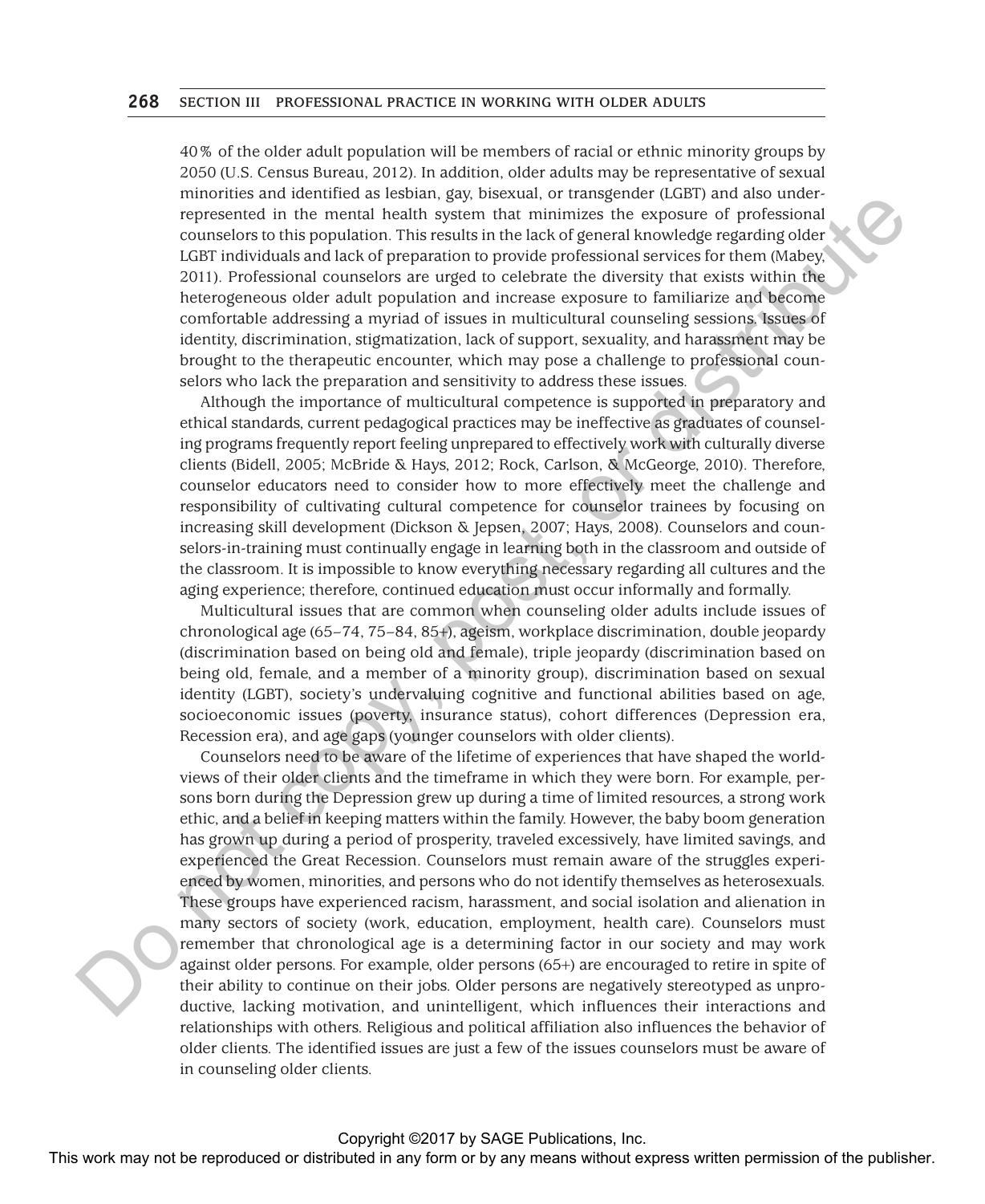40% of the older adult population will be members of racial or ethnic minority groups by 2050 (U.S. Census Bureau, 2012). In addition, older adults may be representative of sexual minorities and identified as lesbian, gay, bisexual, or transgender (LGBT) and also underrepresented in the mental health system that minimizes the exposure of professional counselors to this population. This results in the lack of general knowledge regarding older LGBT individuals and lack of preparation to provide professional services for them (Mabey, 2011). Professional counselors are urged to celebrate the diversity that exists within the heterogeneous older adult population and increase exposure to familiarize and become comfortable addressing a myriad of issues in multicultural counseling sessions. Issues of identity, discrimination, stigmatization, lack of support, sexuality, and harassment may be brought to the therapeutic encounter, which may pose a challenge to professional counselors who lack the preparation and sensitivity to address these issues.

Although the importance of multicultural competence is supported in preparatory and ethical standards, current pedagogical practices may be ineffective as graduates of counseling programs frequently report feeling unprepared to effectively work with culturally diverse clients (Bidell, 2005; McBride & Hays, 2012; Rock, Carlson, & McGeorge, 2010). Therefore, counselor educators need to consider how to more effectively meet the challenge and responsibility of cultivating cultural competence for counselor trainees by focusing on increasing skill development (Dickson & Jepsen, 2007; Hays, 2008). Counselors and counselors-in-training must continually engage in learning both in the classroom and outside of the classroom. It is impossible to know everything necessary regarding all cultures and the aging experience; therefore, continued education must occur informally and formally.

Multicultural issues that are common when counseling older adults include issues of chronological age (65–74, 75–84, 85+), ageism, workplace discrimination, double jeopardy (discrimination based on being old and female), triple jeopardy (discrimination based on being old, female, and a member of a minority group), discrimination based on sexual identity (LGBT), society's undervaluing cognitive and functional abilities based on age, socioeconomic issues (poverty, insurance status), cohort differences (Depression era, Recession era), and age gaps (younger counselors with older clients).

Counselors need to be aware of the lifetime of experiences that have shaped the worldviews of their older clients and the timeframe in which they were born. For example, persons born during the Depression grew up during a time of limited resources, a strong work ethic, and a belief in keeping matters within the family. However, the baby boom generation has grown up during a period of prosperity, traveled excessively, have limited savings, and experienced the Great Recession. Counselors must remain aware of the struggles experienced by women, minorities, and persons who do not identify themselves as heterosexuals. These groups have experienced racism, harassment, and social isolation and alienation in many sectors of society (work, education, employment, health care). Counselors must remember that chronological age is a determining factor in our society and may work against older persons. For example, older persons (65+) are encouraged to retire in spite of their ability to continue on their jobs. Older persons are negatively stereotyped as unproductive, lacking motivation, and unintelligent, which influences their interactions and relationships with others. Religious and political affiliation also influences the behavior of older clients. The identified issues are just a few of the issues counselors must be aware of in counseling older clients.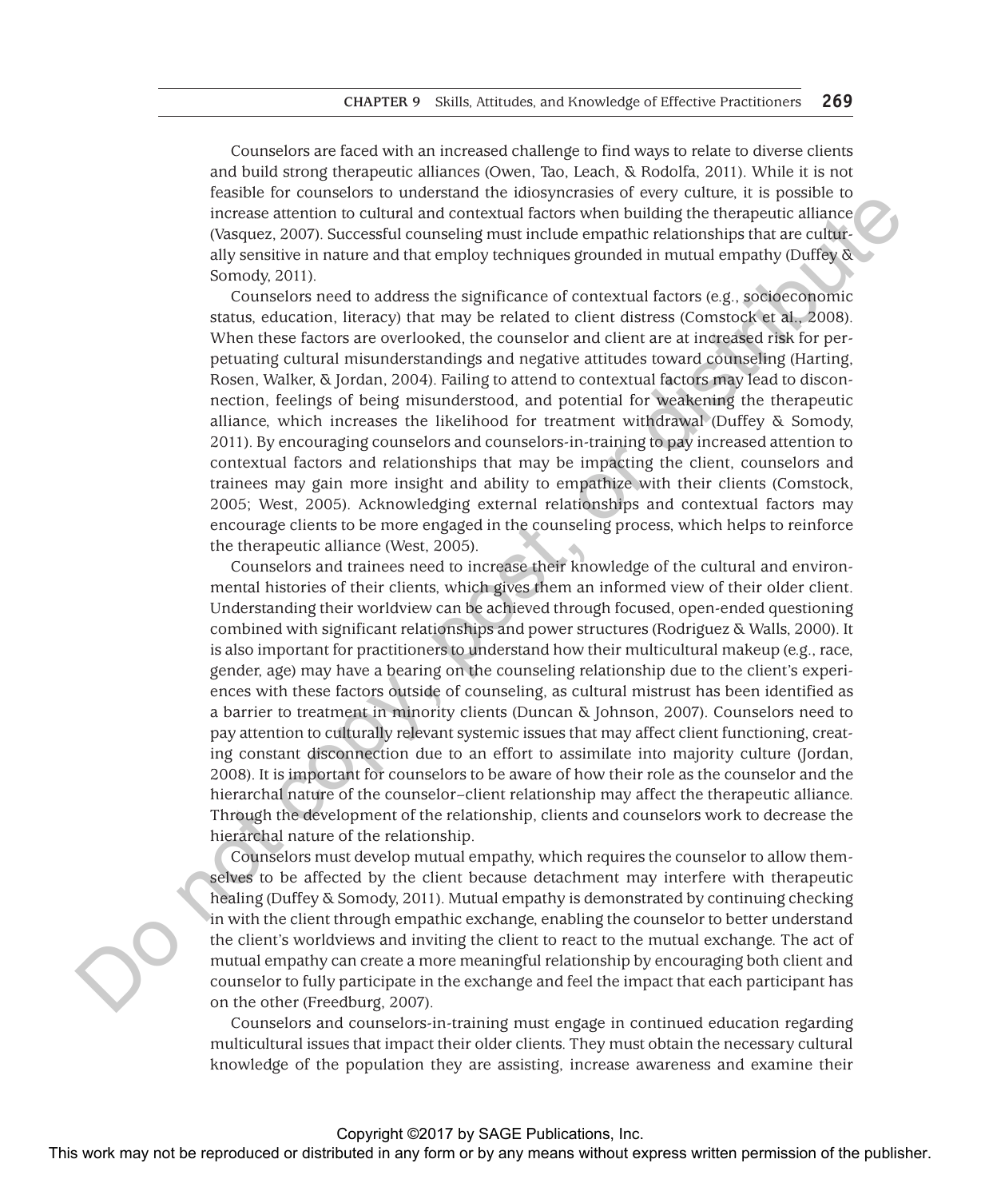Counselors are faced with an increased challenge to find ways to relate to diverse clients and build strong therapeutic alliances (Owen, Tao, Leach, & Rodolfa, 2011). While it is not feasible for counselors to understand the idiosyncrasies of every culture, it is possible to increase attention to cultural and contextual factors when building the therapeutic alliance (Vasquez, 2007). Successful counseling must include empathic relationships that are culturally sensitive in nature and that employ techniques grounded in mutual empathy (Duffey & Somody, 2011).

Counselors need to address the significance of contextual factors (e.g., socioeconomic status, education, literacy) that may be related to client distress (Comstock et al., 2008). When these factors are overlooked, the counselor and client are at increased risk for perpetuating cultural misunderstandings and negative attitudes toward counseling (Harting, Rosen, Walker, & Jordan, 2004). Failing to attend to contextual factors may lead to disconnection, feelings of being misunderstood, and potential for weakening the therapeutic alliance, which increases the likelihood for treatment withdrawal (Duffey & Somody, 2011). By encouraging counselors and counselors-in-training to pay increased attention to contextual factors and relationships that may be impacting the client, counselors and trainees may gain more insight and ability to empathize with their clients (Comstock, 2005; West, 2005). Acknowledging external relationships and contextual factors may encourage clients to be more engaged in the counseling process, which helps to reinforce the therapeutic alliance (West, 2005).

Counselors and trainees need to increase their knowledge of the cultural and environmental histories of their clients, which gives them an informed view of their older client. Understanding their worldview can be achieved through focused, open-ended questioning combined with significant relationships and power structures (Rodriguez & Walls, 2000). It is also important for practitioners to understand how their multicultural makeup (e.g., race, gender, age) may have a bearing on the counseling relationship due to the client's experiences with these factors outside of counseling, as cultural mistrust has been identified as a barrier to treatment in minority clients (Duncan & Johnson, 2007). Counselors need to pay attention to culturally relevant systemic issues that may affect client functioning, creating constant disconnection due to an effort to assimilate into majority culture (Jordan, 2008). It is important for counselors to be aware of how their role as the counselor and the hierarchal nature of the counselor–client relationship may affect the therapeutic alliance. Through the development of the relationship, clients and counselors work to decrease the hierarchal nature of the relationship.

Counselors must develop mutual empathy, which requires the counselor to allow themselves to be affected by the client because detachment may interfere with therapeutic healing (Duffey & Somody, 2011). Mutual empathy is demonstrated by continuing checking in with the client through empathic exchange, enabling the counselor to better understand the client's worldviews and inviting the client to react to the mutual exchange. The act of mutual empathy can create a more meaningful relationship by encouraging both client and counselor to fully participate in the exchange and feel the impact that each participant has on the other (Freedburg, 2007).

Counselors and counselors-in-training must engage in continued education regarding multicultural issues that impact their older clients. They must obtain the necessary cultural knowledge of the population they are assisting, increase awareness and examine their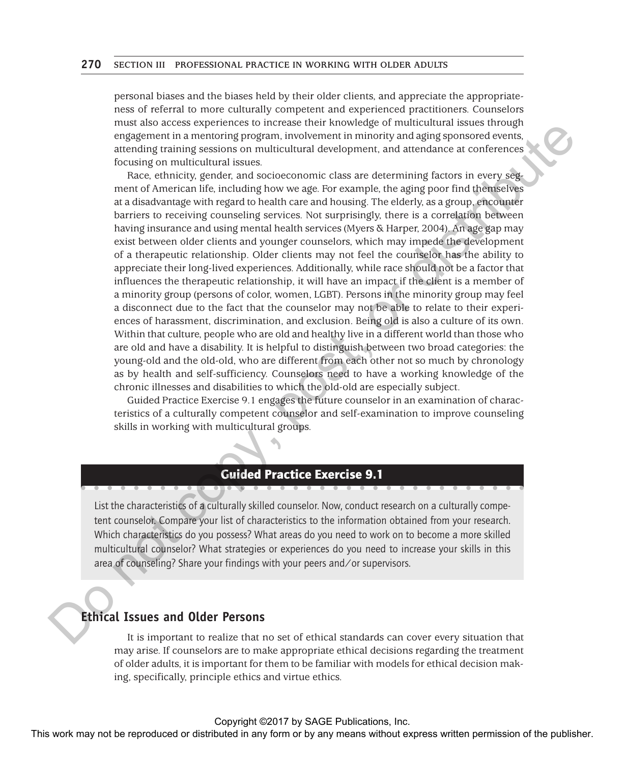personal biases and the biases held by their older clients, and appreciate the appropriateness of referral to more culturally competent and experienced practitioners. Counselors must also access experiences to increase their knowledge of multicultural issues through engagement in a mentoring program, involvement in minority and aging sponsored events, attending training sessions on multicultural development, and attendance at conferences focusing on multicultural issues.

Race, ethnicity, gender, and socioeconomic class are determining factors in every segment of American life, including how we age. For example, the aging poor find themselves at a disadvantage with regard to health care and housing. The elderly, as a group, encounter barriers to receiving counseling services. Not surprisingly, there is a correlation between having insurance and using mental health services (Myers & Harper, 2004). An age gap may exist between older clients and younger counselors, which may impede the development of a therapeutic relationship. Older clients may not feel the counselor has the ability to appreciate their long-lived experiences. Additionally, while race should not be a factor that influences the therapeutic relationship, it will have an impact if the client is a member of a minority group (persons of color, women, LGBT). Persons in the minority group may feel a disconnect due to the fact that the counselor may not be able to relate to their experiences of harassment, discrimination, and exclusion. Being old is also a culture of its own. Within that culture, people who are old and healthy live in a different world than those who are old and have a disability. It is helpful to distinguish between two broad categories: the young-old and the old-old, who are different from each other not so much by chronology as by health and self-sufficiency. Counselors need to have a working knowledge of the chronic illnesses and disabilities to which the old-old are especially subject.

Guided Practice Exercise 9.1 engages the future counselor in an examination of characteristics of a culturally competent counselor and self-examination to improve counseling skills in working with multicultural groups.

### Guided Practice Exercise 9.1

List the characteristics of a culturally skilled counselor. Now, conduct research on a culturally competent counselor. Compare your list of characteristics to the information obtained from your research. Which characteristics do you possess? What areas do you need to work on to become a more skilled multicultural counselor? What strategies or experiences do you need to increase your skills in this area of counseling? Share your findings with your peers and/or supervisors.

## Ethical Issues and Older Persons

It is important to realize that no set of ethical standards can cover every situation that may arise. If counselors are to make appropriate ethical decisions regarding the treatment of older adults, it is important for them to be familiar with models for ethical decision making, specifically, principle ethics and virtue ethics.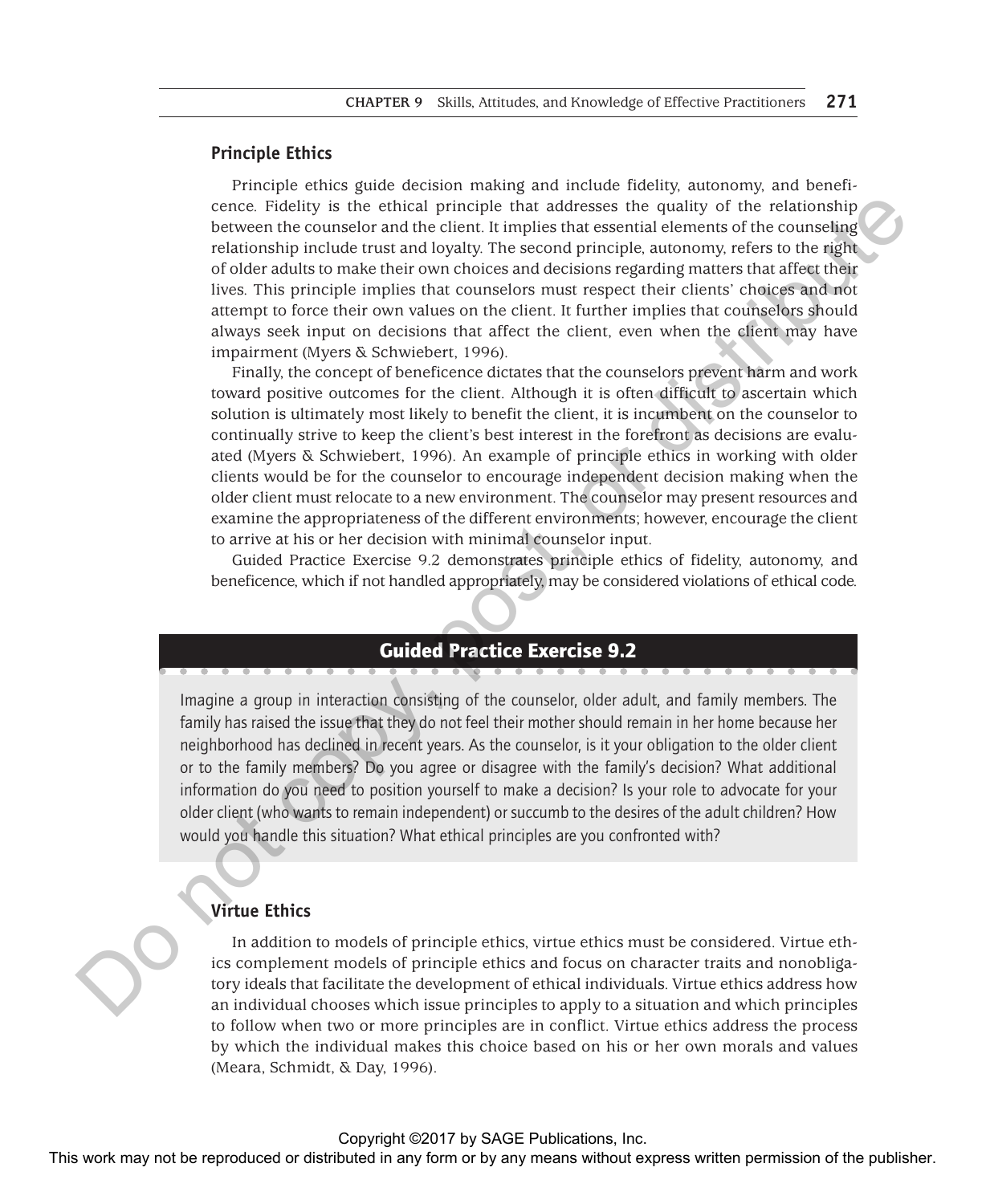## Principle Ethics

Principle ethics guide decision making and include fidelity, autonomy, and beneficence. Fidelity is the ethical principle that addresses the quality of the relationship between the counselor and the client. It implies that essential elements of the counseling relationship include trust and loyalty. The second principle, autonomy, refers to the right of older adults to make their own choices and decisions regarding matters that affect their lives. This principle implies that counselors must respect their clients' choices and not attempt to force their own values on the client. It further implies that counselors should always seek input on decisions that affect the client, even when the client may have impairment (Myers & Schwiebert, 1996).

Finally, the concept of beneficence dictates that the counselors prevent harm and work toward positive outcomes for the client. Although it is often difficult to ascertain which solution is ultimately most likely to benefit the client, it is incumbent on the counselor to continually strive to keep the client's best interest in the forefront as decisions are evaluated (Myers & Schwiebert, 1996). An example of principle ethics in working with older clients would be for the counselor to encourage independent decision making when the older client must relocate to a new environment. The counselor may present resources and examine the appropriateness of the different environments; however, encourage the client to arrive at his or her decision with minimal counselor input.

Guided Practice Exercise 9.2 demonstrates principle ethics of fidelity, autonomy, and beneficence, which if not handled appropriately, may be considered violations of ethical code.

### Guided Practice Exercise 9.2

Imagine a group in interaction consisting of the counselor, older adult, and family members. The family has raised the issue that they do not feel their mother should remain in her home because her neighborhood has declined in recent years. As the counselor, is it your obligation to the older client or to the family members? Do you agree or disagree with the family's decision? What additional information do you need to position yourself to make a decision? Is your role to advocate for your older client (who wants to remain independent) or succumb to the desires of the adult children? How would you handle this situation? What ethical principles are you confronted with?

## Virtue Ethics

In addition to models of principle ethics, virtue ethics must be considered. Virtue ethics complement models of principle ethics and focus on character traits and nonobligatory ideals that facilitate the development of ethical individuals. Virtue ethics address how an individual chooses which issue principles to apply to a situation and which principles to follow when two or more principles are in conflict. Virtue ethics address the process by which the individual makes this choice based on his or her own morals and values (Meara, Schmidt, & Day, 1996).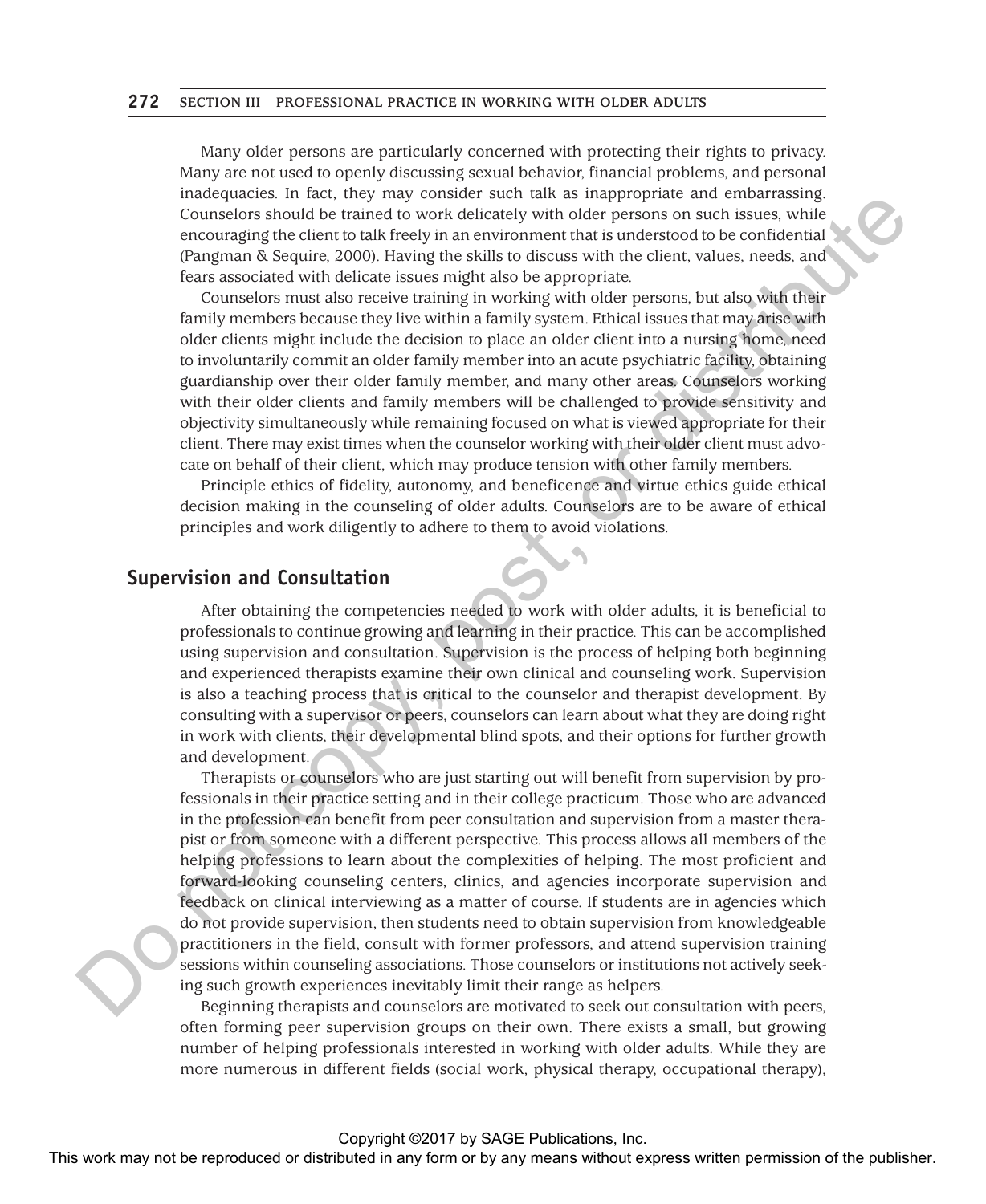Many older persons are particularly concerned with protecting their rights to privacy. Many are not used to openly discussing sexual behavior, financial problems, and personal inadequacies. In fact, they may consider such talk as inappropriate and embarrassing. Counselors should be trained to work delicately with older persons on such issues, while encouraging the client to talk freely in an environment that is understood to be confidential (Pangman & Sequire, 2000). Having the skills to discuss with the client, values, needs, and fears associated with delicate issues might also be appropriate.

Counselors must also receive training in working with older persons, but also with their family members because they live within a family system. Ethical issues that may arise with older clients might include the decision to place an older client into a nursing home, need to involuntarily commit an older family member into an acute psychiatric facility, obtaining guardianship over their older family member, and many other areas. Counselors working with their older clients and family members will be challenged to provide sensitivity and objectivity simultaneously while remaining focused on what is viewed appropriate for their client. There may exist times when the counselor working with their older client must advocate on behalf of their client, which may produce tension with other family members.

Principle ethics of fidelity, autonomy, and beneficence and virtue ethics guide ethical decision making in the counseling of older adults. Counselors are to be aware of ethical principles and work diligently to adhere to them to avoid violations.

## Supervision and Consultation

After obtaining the competencies needed to work with older adults, it is beneficial to professionals to continue growing and learning in their practice. This can be accomplished using supervision and consultation. Supervision is the process of helping both beginning and experienced therapists examine their own clinical and counseling work. Supervision is also a teaching process that is critical to the counselor and therapist development. By consulting with a supervisor or peers, counselors can learn about what they are doing right in work with clients, their developmental blind spots, and their options for further growth and development.

Therapists or counselors who are just starting out will benefit from supervision by professionals in their practice setting and in their college practicum. Those who are advanced in the profession can benefit from peer consultation and supervision from a master therapist or from someone with a different perspective. This process allows all members of the helping professions to learn about the complexities of helping. The most proficient and forward-looking counseling centers, clinics, and agencies incorporate supervision and feedback on clinical interviewing as a matter of course. If students are in agencies which do not provide supervision, then students need to obtain supervision from knowledgeable practitioners in the field, consult with former professors, and attend supervision training sessions within counseling associations. Those counselors or institutions not actively seeking such growth experiences inevitably limit their range as helpers.

Beginning therapists and counselors are motivated to seek out consultation with peers, often forming peer supervision groups on their own. There exists a small, but growing number of helping professionals interested in working with older adults. While they are more numerous in different fields (social work, physical therapy, occupational therapy),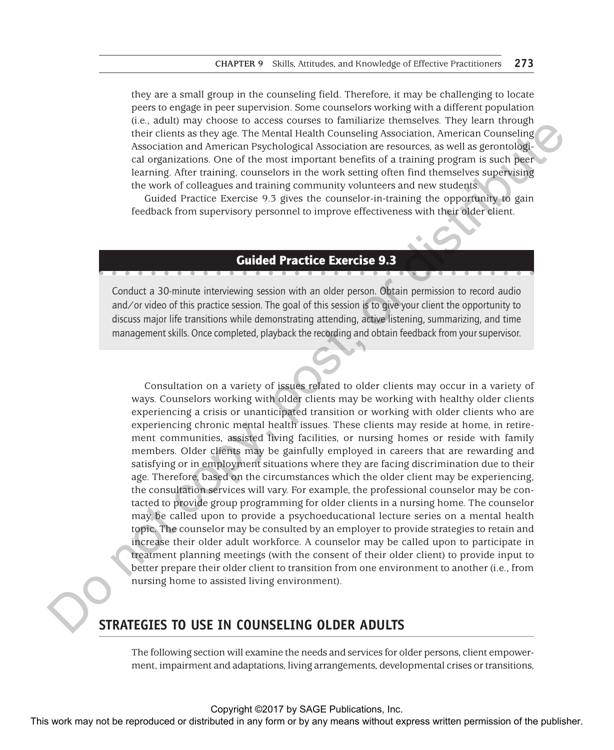they are a small group in the counseling field. Therefore, it may be challenging to locate peers to engage in peer supervision. Some counselors working with a different population (i.e., adult) may choose to access courses to familiarize themselves. They learn through their clients as they age. The Mental Health Counseling Association, American Counseling Association and American Psychological Association are resources, as well as gerontological organizations. One of the most important benefits of a training program is such peer learning. After training, counselors in the work setting often find themselves supervising the work of colleagues and training community volunteers and new students.

Guided Practice Exercise 9.3 gives the counselor-in-training the opportunity to gain feedback from supervisory personnel to improve effectiveness with their older client.

### Guided Practice Exercise 9.3

Conduct a 30-minute interviewing session with an older person. Obtain permission to record audio and/or video of this practice session. The goal of this session is to give your client the opportunity to discuss major life transitions while demonstrating attending, active listening, summarizing, and time management skills. Once completed, playback the recording and obtain feedback from your supervisor.

Consultation on a variety of issues related to older clients may occur in a variety of ways. Counselors working with older clients may be working with healthy older clients experiencing a crisis or unanticipated transition or working with older clients who are experiencing chronic mental health issues. These clients may reside at home, in retirement communities, assisted living facilities, or nursing homes or reside with family members. Older clients may be gainfully employed in careers that are rewarding and satisfying or in employment situations where they are facing discrimination due to their age. Therefore, based on the circumstances which the older client may be experiencing, the consultation services will vary. For example, the professional counselor may be contacted to provide group programming for older clients in a nursing home. The counselor may be called upon to provide a psychoeducational lecture series on a mental health topic. The counselor may be consulted by an employer to provide strategies to retain and increase their older adult workforce. A counselor may be called upon to participate in treatment planning meetings (with the consent of their older client) to provide input to better prepare their older client to transition from one environment to another (i.e., from nursing home to assisted living environment).

## STRATEGIES TO USE IN COUNSELING OLDER ADULTS

The following section will examine the needs and services for older persons, client empowerment, impairment and adaptations, living arrangements, developmental crises or transitions,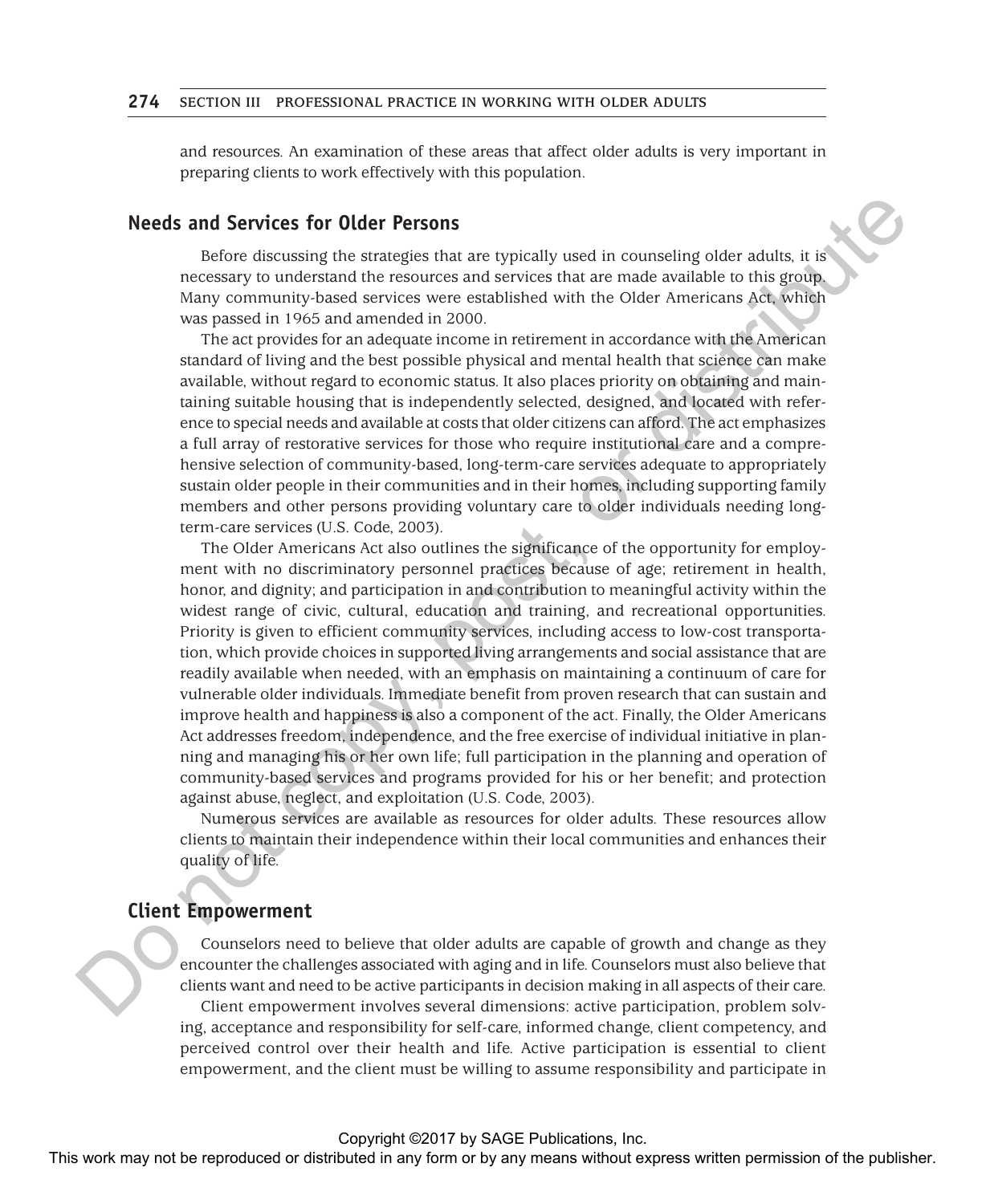and resources. An examination of these areas that affect older adults is very important in preparing clients to work effectively with this population.

## Needs and Services for Older Persons

Before discussing the strategies that are typically used in counseling older adults, it is necessary to understand the resources and services that are made available to this group. Many community-based services were established with the Older Americans Act, which was passed in 1965 and amended in 2000.

The act provides for an adequate income in retirement in accordance with the American standard of living and the best possible physical and mental health that science can make available, without regard to economic status. It also places priority on obtaining and maintaining suitable housing that is independently selected, designed, and located with reference to special needs and available at costs that older citizens can afford. The act emphasizes a full array of restorative services for those who require institutional care and a comprehensive selection of community-based, long-term-care services adequate to appropriately sustain older people in their communities and in their homes, including supporting family members and other persons providing voluntary care to older individuals needing long-term-care services (U.S. Code, 2003).

The Older Americans Act also outlines the significance of the opportunity for employment with no discriminatory personnel practices because of age; retirement in health, honor, and dignity; and participation in and contribution to meaningful activity within the widest range of civic, cultural, education and training, and recreational opportunities. Priority is given to efficient community services, including access to low-cost transportation, which provide choices in supported living arrangements and social assistance that are readily available when needed, with an emphasis on maintaining a continuum of care for vulnerable older individuals. Immediate benefit from proven research that can sustain and improve health and happiness is also a component of the act. Finally, the Older Americans Act addresses freedom, independence, and the free exercise of individual initiative in planning and managing his or her own life; full participation in the planning and operation of community-based services and programs provided for his or her benefit; and protection against abuse, neglect, and exploitation (U.S. Code, 2003).

Numerous services are available as resources for older adults. These resources allow clients to maintain their independence within their local communities and enhances their quality of life.

## Client Empowerment

Counselors need to believe that older adults are capable of growth and change as they encounter the challenges associated with aging and in life. Counselors must also believe that clients want and need to be active participants in decision making in all aspects of their care.

Client empowerment involves several dimensions: active participation, problem solving, acceptance and responsibility for self-care, informed change, client competency, and perceived control over their health and life. Active participation is essential to client empowerment, and the client must be willing to assume responsibility and participate in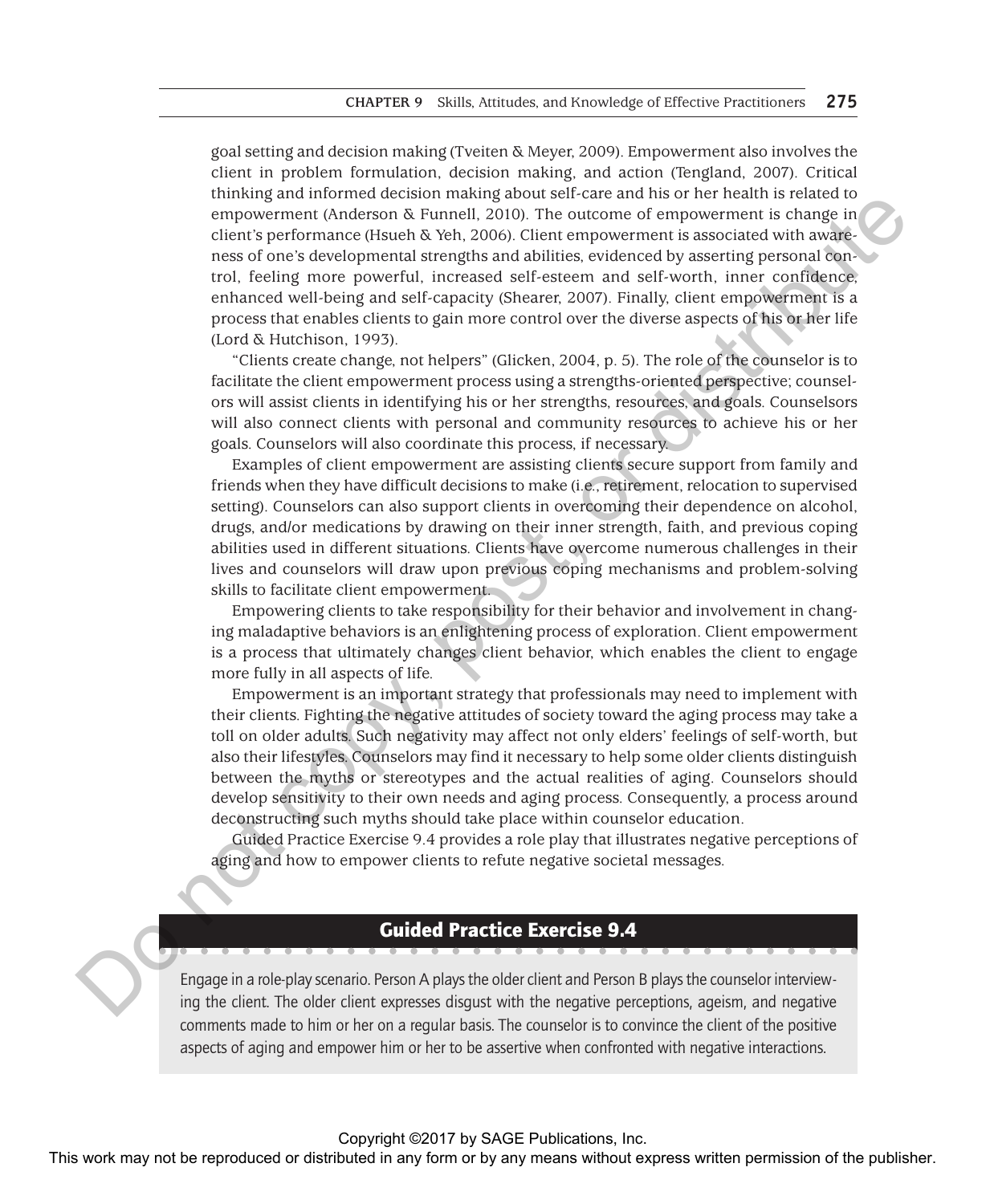goal setting and decision making (Tveiten & Meyer, 2009). Empowerment also involves the client in problem formulation, decision making, and action (Tengland, 2007). Critical thinking and informed decision making about self-care and his or her health is related to empowerment (Anderson & Funnell, 2010). The outcome of empowerment is change in client's performance (Hsueh & Yeh, 2006). Client empowerment is associated with awareness of one's developmental strengths and abilities, evidenced by asserting personal control, feeling more powerful, increased self-esteem and self-worth, inner confidence, enhanced well-being and self-capacity (Shearer, 2007). Finally, client empowerment is a process that enables clients to gain more control over the diverse aspects of his or her life (Lord & Hutchison, 1993).

"Clients create change, not helpers" (Glicken, 2004, p. 5). The role of the counselor is to facilitate the client empowerment process using a strengths-oriented perspective; counselors will assist clients in identifying his or her strengths, resources, and goals. Counselsors will also connect clients with personal and community resources to achieve his or her goals. Counselors will also coordinate this process, if necessary.

Examples of client empowerment are assisting clients secure support from family and friends when they have difficult decisions to make (i.e., retirement, relocation to supervised setting). Counselors can also support clients in overcoming their dependence on alcohol, drugs, and/or medications by drawing on their inner strength, faith, and previous coping abilities used in different situations. Clients have overcome numerous challenges in their lives and counselors will draw upon previous coping mechanisms and problem-solving skills to facilitate client empowerment.

Empowering clients to take responsibility for their behavior and involvement in changing maladaptive behaviors is an enlightening process of exploration. Client empowerment is a process that ultimately changes client behavior, which enables the client to engage more fully in all aspects of life.

Empowerment is an important strategy that professionals may need to implement with their clients. Fighting the negative attitudes of society toward the aging process may take a toll on older adults. Such negativity may affect not only elders' feelings of self-worth, but also their lifestyles. Counselors may find it necessary to help some older clients distinguish between the myths or stereotypes and the actual realities of aging. Counselors should develop sensitivity to their own needs and aging process. Consequently, a process around deconstructing such myths should take place within counselor education.

Guided Practice Exercise 9.4 provides a role play that illustrates negative perceptions of aging and how to empower clients to refute negative societal messages.

## Guided Practice Exercise 9.4

Engage in a role-play scenario. Person A plays the older client and Person B plays the counselor interviewing the client. The older client expresses disgust with the negative perceptions, ageism, and negative comments made to him or her on a regular basis. The counselor is to convince the client of the positive aspects of aging and empower him or her to be assertive when confronted with negative interactions.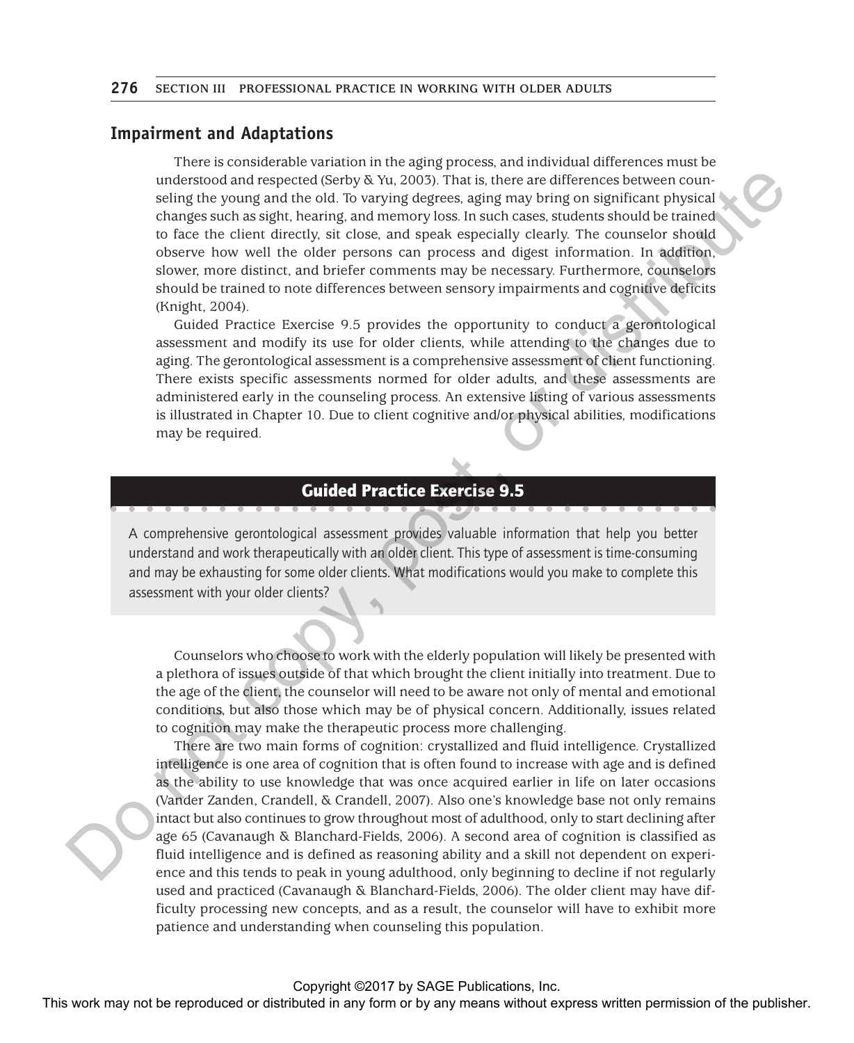## Impairment and Adaptations

There is considerable variation in the aging process, and individual differences must be understood and respected (Serby & Yu, 2003). That is, there are differences between counseling the young and the old. To varying degrees, aging may bring on significant physical changes such as sight, hearing, and memory loss. In such cases, students should be trained to face the client directly, sit close, and speak especially clearly. The counselor should observe how well the older persons can process and digest information. In addition, slower, more distinct, and briefer comments may be necessary. Furthermore, counselors should be trained to note differences between sensory impairments and cognitive deficits (Knight, 2004).

Guided Practice Exercise 9.5 provides the opportunity to conduct a gerontological assessment and modify its use for older clients, while attending to the changes due to aging. The gerontological assessment is a comprehensive assessment of client functioning. There exists specific assessments normed for older adults, and these assessments are administered early in the counseling process. An extensive listing of various assessments is illustrated in Chapter 10. Due to client cognitive and/or physical abilities, modifications may be required.

### Guided Practice Exercise 9.5

A comprehensive gerontological assessment provides valuable information that help you better understand and work therapeutically with an older client. This type of assessment is time-consuming and may be exhausting for some older clients. What modifications would you make to complete this assessment with your older clients?

Counselors who choose to work with the elderly population will likely be presented with a plethora of issues outside of that which brought the client initially into treatment. Due to the age of the client, the counselor will need to be aware not only of mental and emotional conditions, but also those which may be of physical concern. Additionally, issues related to cognition may make the therapeutic process more challenging.

There are two main forms of cognition: crystallized and fluid intelligence. Crystallized intelligence is one area of cognition that is often found to increase with age and is defined as the ability to use knowledge that was once acquired earlier in life on later occasions (Vander Zanden, Crandell, & Crandell, 2007). Also one's knowledge base not only remains intact but also continues to grow throughout most of adulthood, only to start declining after age 65 (Cavanaugh & Blanchard-Fields, 2006). A second area of cognition is classified as fluid intelligence and is defined as reasoning ability and a skill not dependent on experience and this tends to peak in young adulthood, only beginning to decline if not regularly used and practiced (Cavanaugh & Blanchard-Fields, 2006). The older client may have difficulty processing new concepts, and as a result, the counselor will have to exhibit more patience and understanding when counseling this population.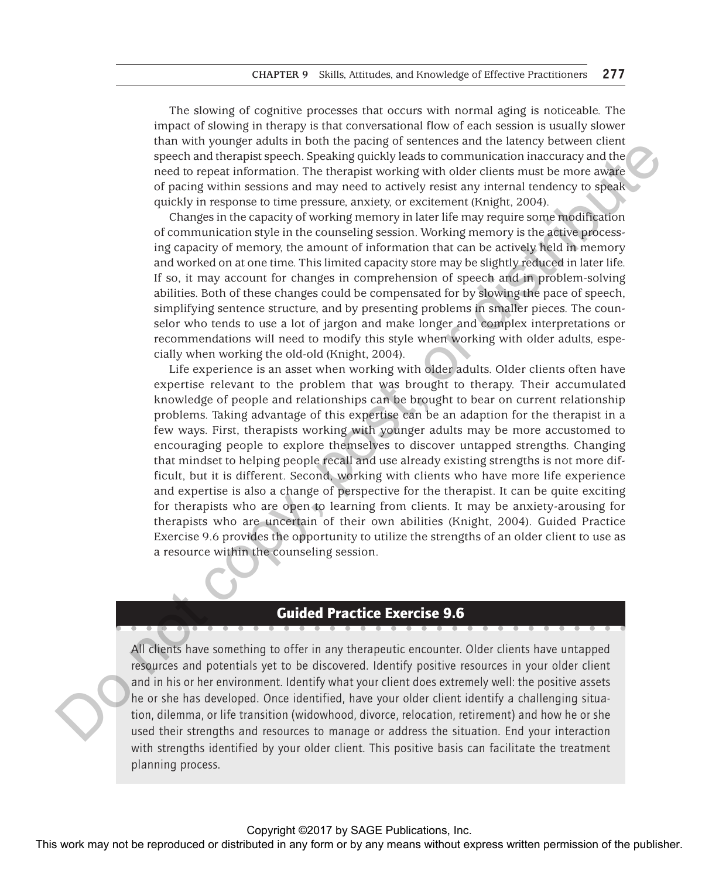The slowing of cognitive processes that occurs with normal aging is noticeable. The impact of slowing in therapy is that conversational flow of each session is usually slower than with younger adults in both the pacing of sentences and the latency between client speech and therapist speech. Speaking quickly leads to communication inaccuracy and the need to repeat information. The therapist working with older clients must be more aware of pacing within sessions and may need to actively resist any internal tendency to speak quickly in response to time pressure, anxiety, or excitement (Knight, 2004).

Changes in the capacity of working memory in later life may require some modification of communication style in the counseling session. Working memory is the active processing capacity of memory, the amount of information that can be actively held in memory and worked on at one time. This limited capacity store may be slightly reduced in later life. If so, it may account for changes in comprehension of speech and in problem-solving abilities. Both of these changes could be compensated for by slowing the pace of speech, simplifying sentence structure, and by presenting problems in smaller pieces. The counselor who tends to use a lot of jargon and make longer and complex interpretations or recommendations will need to modify this style when working with older adults, especially when working the old-old (Knight, 2004).

Life experience is an asset when working with older adults. Older clients often have expertise relevant to the problem that was brought to therapy. Their accumulated knowledge of people and relationships can be brought to bear on current relationship problems. Taking advantage of this expertise can be an adaption for the therapist in a few ways. First, therapists working with younger adults may be more accustomed to encouraging people to explore themselves to discover untapped strengths. Changing that mindset to helping people recall and use already existing strengths is not more difficult, but it is different. Second, working with clients who have more life experience and expertise is also a change of perspective for the therapist. It can be quite exciting for therapists who are open to learning from clients. It may be anxiety-arousing for therapists who are uncertain of their own abilities (Knight, 2004). Guided Practice Exercise 9.6 provides the opportunity to utilize the strengths of an older client to use as a resource within the counseling session.

## Guided Practice Exercise 9.6

All clients have something to offer in any therapeutic encounter. Older clients have untapped resources and potentials yet to be discovered. Identify positive resources in your older client and in his or her environment. Identify what your client does extremely well: the positive assets he or she has developed. Once identified, have your older client identify a challenging situation, dilemma, or life transition (widowhood, divorce, relocation, retirement) and how he or she used their strengths and resources to manage or address the situation. End your interaction with strengths identified by your older client. This positive basis can facilitate the treatment planning process.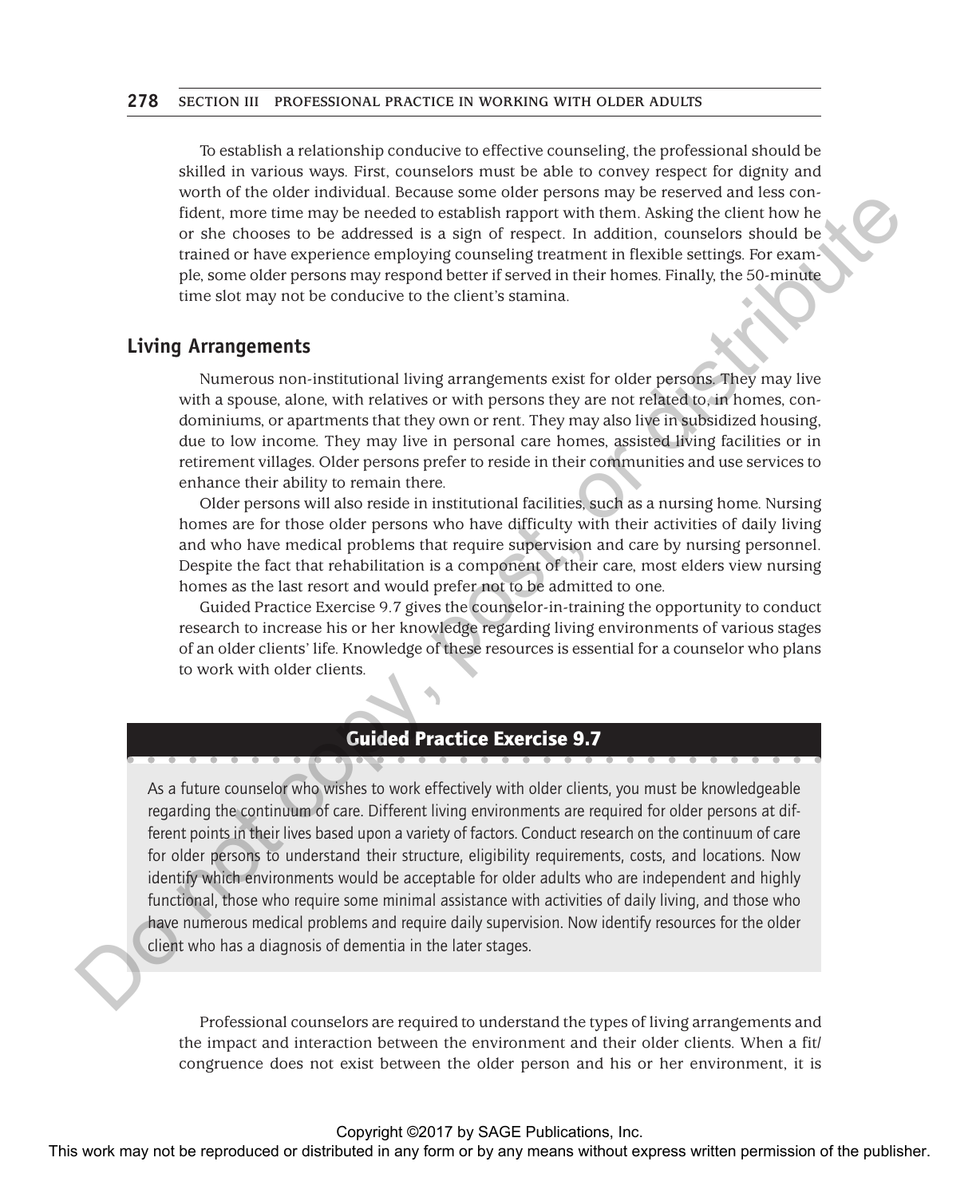To establish a relationship conducive to effective counseling, the professional should be skilled in various ways. First, counselors must be able to convey respect for dignity and worth of the older individual. Because some older persons may be reserved and less confident, more time may be needed to establish rapport with them. Asking the client how he or she chooses to be addressed is a sign of respect. In addition, counselors should be trained or have experience employing counseling treatment in flexible settings. For example, some older persons may respond better if served in their homes. Finally, the 50-minute time slot may not be conducive to the client's stamina.

## Living Arrangements

Numerous non-institutional living arrangements exist for older persons. They may live with a spouse, alone, with relatives or with persons they are not related to, in homes, condominiums, or apartments that they own or rent. They may also live in subsidized housing, due to low income. They may live in personal care homes, assisted living facilities or in retirement villages. Older persons prefer to reside in their communities and use services to enhance their ability to remain there.

Older persons will also reside in institutional facilities, such as a nursing home. Nursing homes are for those older persons who have difficulty with their activities of daily living and who have medical problems that require supervision and care by nursing personnel. Despite the fact that rehabilitation is a component of their care, most elders view nursing homes as the last resort and would prefer not to be admitted to one.

Guided Practice Exercise 9.7 gives the counselor-in-training the opportunity to conduct research to increase his or her knowledge regarding living environments of various stages of an older clients' life. Knowledge of these resources is essential for a counselor who plans to work with older clients.

### Guided Practice Exercise 9.7

As a future counselor who wishes to work effectively with older clients, you must be knowledgeable regarding the continuum of care. Different living environments are required for older persons at different points in their lives based upon a variety of factors. Conduct research on the continuum of care for older persons to understand their structure, eligibility requirements, costs, and locations. Now identify which environments would be acceptable for older adults who are independent and highly functional, those who require some minimal assistance with activities of daily living, and those who have numerous medical problems and require daily supervision. Now identify resources for the older client who has a diagnosis of dementia in the later stages.

Professional counselors are required to understand the types of living arrangements and the impact and interaction between the environment and their older clients. When a fit/congruence does not exist between the older person and his or her environment, it is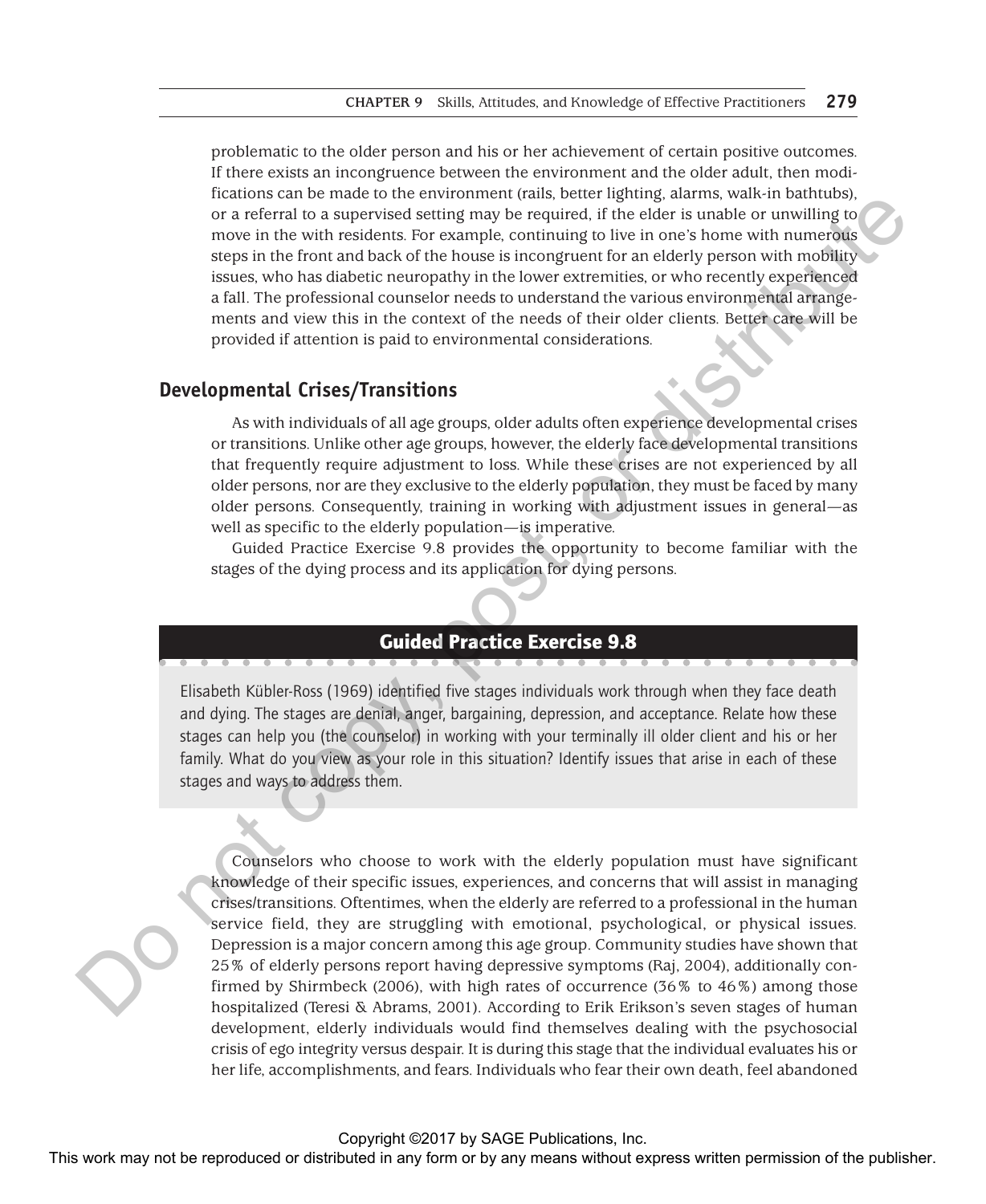problematic to the older person and his or her achievement of certain positive outcomes. If there exists an incongruence between the environment and the older adult, then modifications can be made to the environment (rails, better lighting, alarms, walk-in bathtubs), or a referral to a supervised setting may be required, if the elder is unable or unwilling to move in the with residents. For example, continuing to live in one's home with numerous steps in the front and back of the house is incongruent for an elderly person with mobility issues, who has diabetic neuropathy in the lower extremities, or who recently experienced a fall. The professional counselor needs to understand the various environmental arrangements and view this in the context of the needs of their older clients. Better care will be provided if attention is paid to environmental considerations.

## Developmental Crises/Transitions

As with individuals of all age groups, older adults often experience developmental crises or transitions. Unlike other age groups, however, the elderly face developmental transitions that frequently require adjustment to loss. While these crises are not experienced by all older persons, nor are they exclusive to the elderly population, they must be faced by many older persons. Consequently, training in working with adjustment issues in general—as well as specific to the elderly population—is imperative.

Guided Practice Exercise 9.8 provides the opportunity to become familiar with the stages of the dying process and its application for dying persons.

### Guided Practice Exercise 9.8

Elisabeth Kübler-Ross (1969) identified five stages individuals work through when they face death and dying. The stages are denial, anger, bargaining, depression, and acceptance. Relate how these stages can help you (the counselor) in working with your terminally ill older client and his or her family. What do you view as your role in this situation? Identify issues that arise in each of these stages and ways to address them.

Counselors who choose to work with the elderly population must have significant knowledge of their specific issues, experiences, and concerns that will assist in managing crises/transitions. Oftentimes, when the elderly are referred to a professional in the human service field, they are struggling with emotional, psychological, or physical issues. Depression is a major concern among this age group. Community studies have shown that 25% of elderly persons report having depressive symptoms (Raj, 2004), additionally confirmed by Shirmbeck (2006), with high rates of occurrence (36% to 46%) among those hospitalized (Teresi & Abrams, 2001). According to Erik Erikson's seven stages of human development, elderly individuals would find themselves dealing with the psychosocial crisis of ego integrity versus despair. It is during this stage that the individual evaluates his or her life, accomplishments, and fears. Individuals who fear their own death, feel abandoned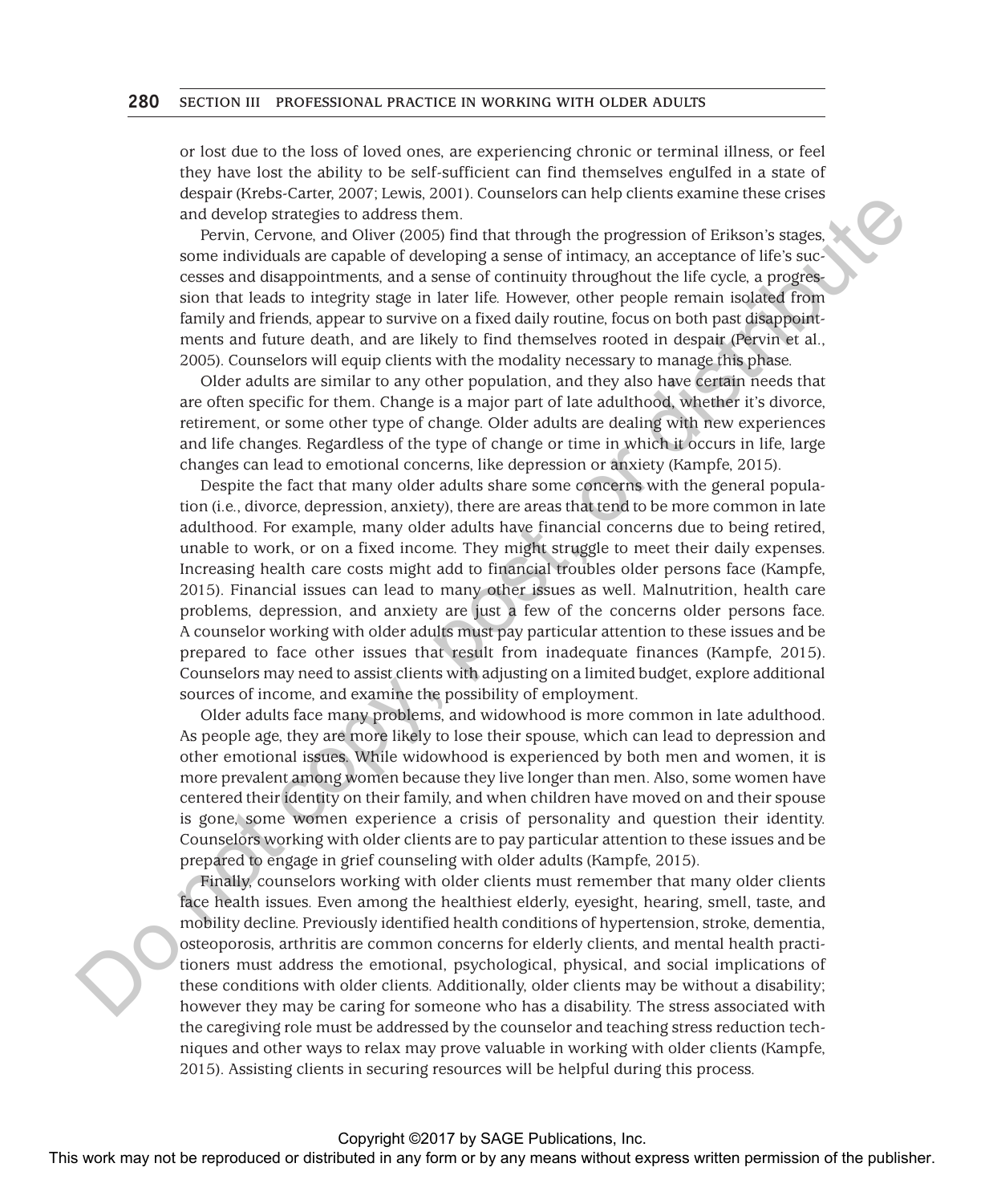or lost due to the loss of loved ones, are experiencing chronic or terminal illness, or feel they have lost the ability to be self-sufficient can find themselves engulfed in a state of despair (Krebs-Carter, 2007; Lewis, 2001). Counselors can help clients examine these crises and develop strategies to address them.

Pervin, Cervone, and Oliver (2005) find that through the progression of Erikson's stages, some individuals are capable of developing a sense of intimacy, an acceptance of life's successes and disappointments, and a sense of continuity throughout the life cycle, a progression that leads to integrity stage in later life. However, other people remain isolated from family and friends, appear to survive on a fixed daily routine, focus on both past disappointments and future death, and are likely to find themselves rooted in despair (Pervin et al., 2005). Counselors will equip clients with the modality necessary to manage this phase.

Older adults are similar to any other population, and they also have certain needs that are often specific for them. Change is a major part of late adulthood, whether it's divorce, retirement, or some other type of change. Older adults are dealing with new experiences and life changes. Regardless of the type of change or time in which it occurs in life, large changes can lead to emotional concerns, like depression or anxiety (Kampfe, 2015).

Despite the fact that many older adults share some concerns with the general population (i.e., divorce, depression, anxiety), there are areas that tend to be more common in late adulthood. For example, many older adults have financial concerns due to being retired, unable to work, or on a fixed income. They might struggle to meet their daily expenses. Increasing health care costs might add to financial troubles older persons face (Kampfe, 2015). Financial issues can lead to many other issues as well. Malnutrition, health care problems, depression, and anxiety are just a few of the concerns older persons face. A counselor working with older adults must pay particular attention to these issues and be prepared to face other issues that result from inadequate finances (Kampfe, 2015). Counselors may need to assist clients with adjusting on a limited budget, explore additional sources of income, and examine the possibility of employment.

Older adults face many problems, and widowhood is more common in late adulthood. As people age, they are more likely to lose their spouse, which can lead to depression and other emotional issues. While widowhood is experienced by both men and women, it is more prevalent among women because they live longer than men. Also, some women have centered their identity on their family, and when children have moved on and their spouse is gone, some women experience a crisis of personality and question their identity. Counselors working with older clients are to pay particular attention to these issues and be prepared to engage in grief counseling with older adults (Kampfe, 2015).

Finally, counselors working with older clients must remember that many older clients face health issues. Even among the healthiest elderly, eyesight, hearing, smell, taste, and mobility decline. Previously identified health conditions of hypertension, stroke, dementia, osteoporosis, arthritis are common concerns for elderly clients, and mental health practitioners must address the emotional, psychological, physical, and social implications of these conditions with older clients. Additionally, older clients may be without a disability; however they may be caring for someone who has a disability. The stress associated with the caregiving role must be addressed by the counselor and teaching stress reduction techniques and other ways to relax may prove valuable in working with older clients (Kampfe, 2015). Assisting clients in securing resources will be helpful during this process.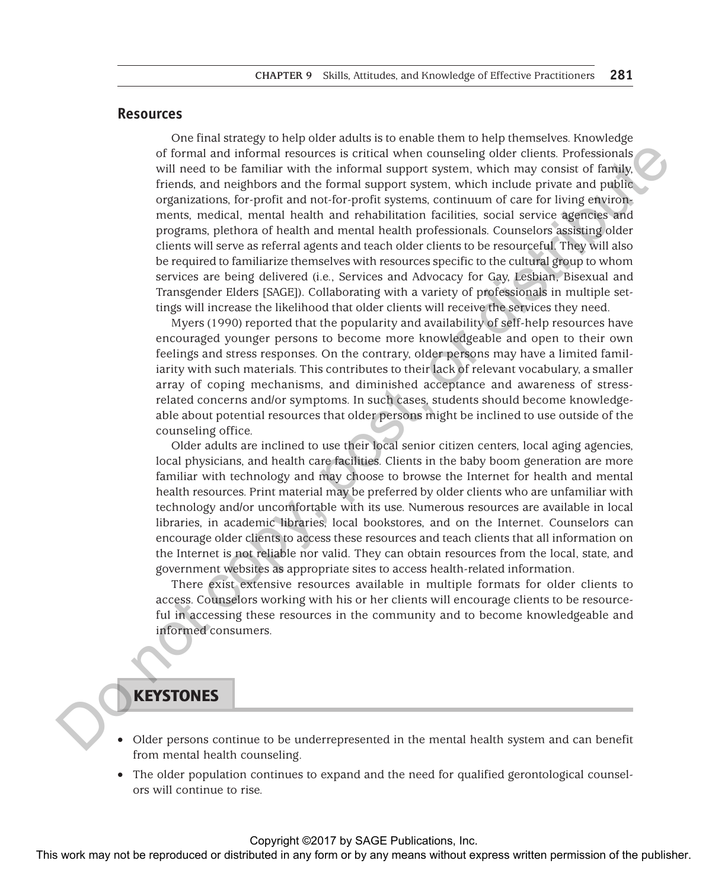## Resources

One final strategy to help older adults is to enable them to help themselves. Knowledge of formal and informal resources is critical when counseling older clients. Professionals will need to be familiar with the informal support system, which may consist of family, friends, and neighbors and the formal support system, which include private and public organizations, for-profit and not-for-profit systems, continuum of care for living environments, medical, mental health and rehabilitation facilities, social service agencies and programs, plethora of health and mental health professionals. Counselors assisting older clients will serve as referral agents and teach older clients to be resourceful. They will also be required to familiarize themselves with resources specific to the cultural group to whom services are being delivered (i.e., Services and Advocacy for Gay, Lesbian, Bisexual and Transgender Elders [SAGE]). Collaborating with a variety of professionals in multiple settings will increase the likelihood that older clients will receive the services they need.

Myers (1990) reported that the popularity and availability of self-help resources have encouraged younger persons to become more knowledgeable and open to their own feelings and stress responses. On the contrary, older persons may have a limited familiarity with such materials. This contributes to their lack of relevant vocabulary, a smaller array of coping mechanisms, and diminished acceptance and awareness of stress-related concerns and/or symptoms. In such cases, students should become knowledgeable about potential resources that older persons might be inclined to use outside of the counseling office.

Older adults are inclined to use their local senior citizen centers, local aging agencies, local physicians, and health care facilities. Clients in the baby boom generation are more familiar with technology and may choose to browse the Internet for health and mental health resources. Print material may be preferred by older clients who are unfamiliar with technology and/or uncomfortable with its use. Numerous resources are available in local libraries, in academic libraries, local bookstores, and on the Internet. Counselors can encourage older clients to access these resources and teach clients that all information on the Internet is not reliable nor valid. They can obtain resources from the local, state, and government websites as appropriate sites to access health-related information.

There exist extensive resources available in multiple formats for older clients to access. Counselors working with his or her clients will encourage clients to be resourceful in accessing these resources in the community and to become knowledgeable and informed consumers.

## KEYSTONES

- Older persons continue to be underrepresented in the mental health system and can benefit from mental health counseling.
- The older population continues to expand and the need for qualified gerontological counselors will continue to rise.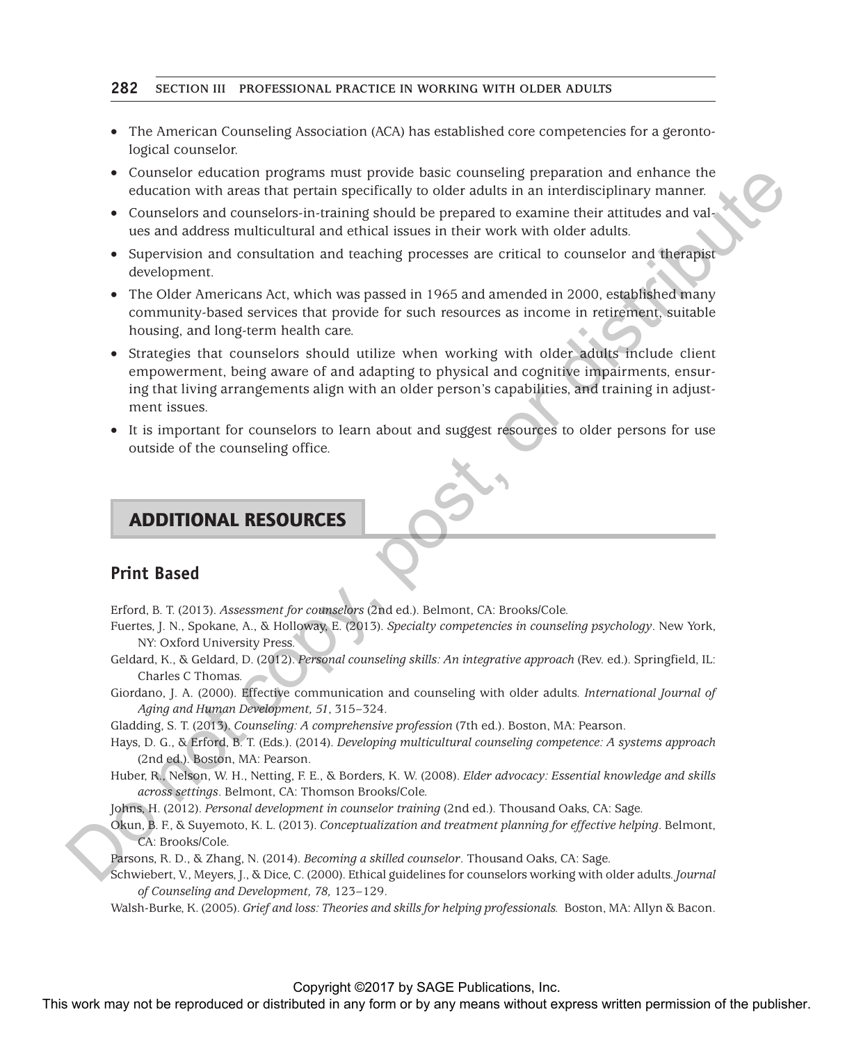- The American Counseling Association (ACA) has established core competencies for a gerontological counselor.
- Counselor education programs must provide basic counseling preparation and enhance the education with areas that pertain specifically to older adults in an interdisciplinary manner.
- Counselors and counselors-in-training should be prepared to examine their attitudes and values and address multicultural and ethical issues in their work with older adults.
- Supervision and consultation and teaching processes are critical to counselor and therapist development.
- The Older Americans Act, which was passed in 1965 and amended in 2000, established many community-based services that provide for such resources as income in retirement, suitable housing, and long-term health care.
- Strategies that counselors should utilize when working with older adults include client empowerment, being aware of and adapting to physical and cognitive impairments, ensuring that living arrangements align with an older person's capabilities, and training in adjustment issues.
- It is important for counselors to learn about and suggest resources to older persons for use outside of the counseling office.

## ADDITIONAL RESOURCES

### Print Based

Erford, B. T. (2013). *Assessment for counselors* (2nd ed.). Belmont, CA: Brooks/Cole.

Fuertes, J. N., Spokane, A., & Holloway, E. (2013). *Specialty competencies in counseling psychology*. New York, NY: Oxford University Press.

Geldard, K., & Geldard, D. (2012). *Personal counseling skills: An integrative approach* (Rev. ed.). Springfield, IL: Charles C Thomas.

Giordano, J. A. (2000). Effective communication and counseling with older adults. *International Journal of Aging and Human Development, 51*, 315–324.

Gladding, S. T. (2013). *Counseling: A comprehensive profession* (7th ed.). Boston, MA: Pearson.

Hays, D. G., & Erford, B. T. (Eds.). (2014). *Developing multicultural counseling competence: A systems approach* (2nd ed.). Boston, MA: Pearson.

Huber, R., Nelson, W. H., Netting, F. E., & Borders, K. W. (2008). *Elder advocacy: Essential knowledge and skills across settings*. Belmont, CA: Thomson Brooks/Cole.

Johns, H. (2012). *Personal development in counselor training* (2nd ed.). Thousand Oaks, CA: Sage.

Okun, B. F., & Suyemoto, K. L. (2013). *Conceptualization and treatment planning for effective helping*. Belmont, CA: Brooks/Cole.

Parsons, R. D., & Zhang, N. (2014). *Becoming a skilled counselor*. Thousand Oaks, CA: Sage.

Schwiebert, V., Meyers, J., & Dice, C. (2000). Ethical guidelines for counselors working with older adults. *Journal of Counseling and Development, 78,* 123–129.

Walsh-Burke, K. (2005). *Grief and loss: Theories and skills for helping professionals.* Boston, MA: Allyn & Bacon.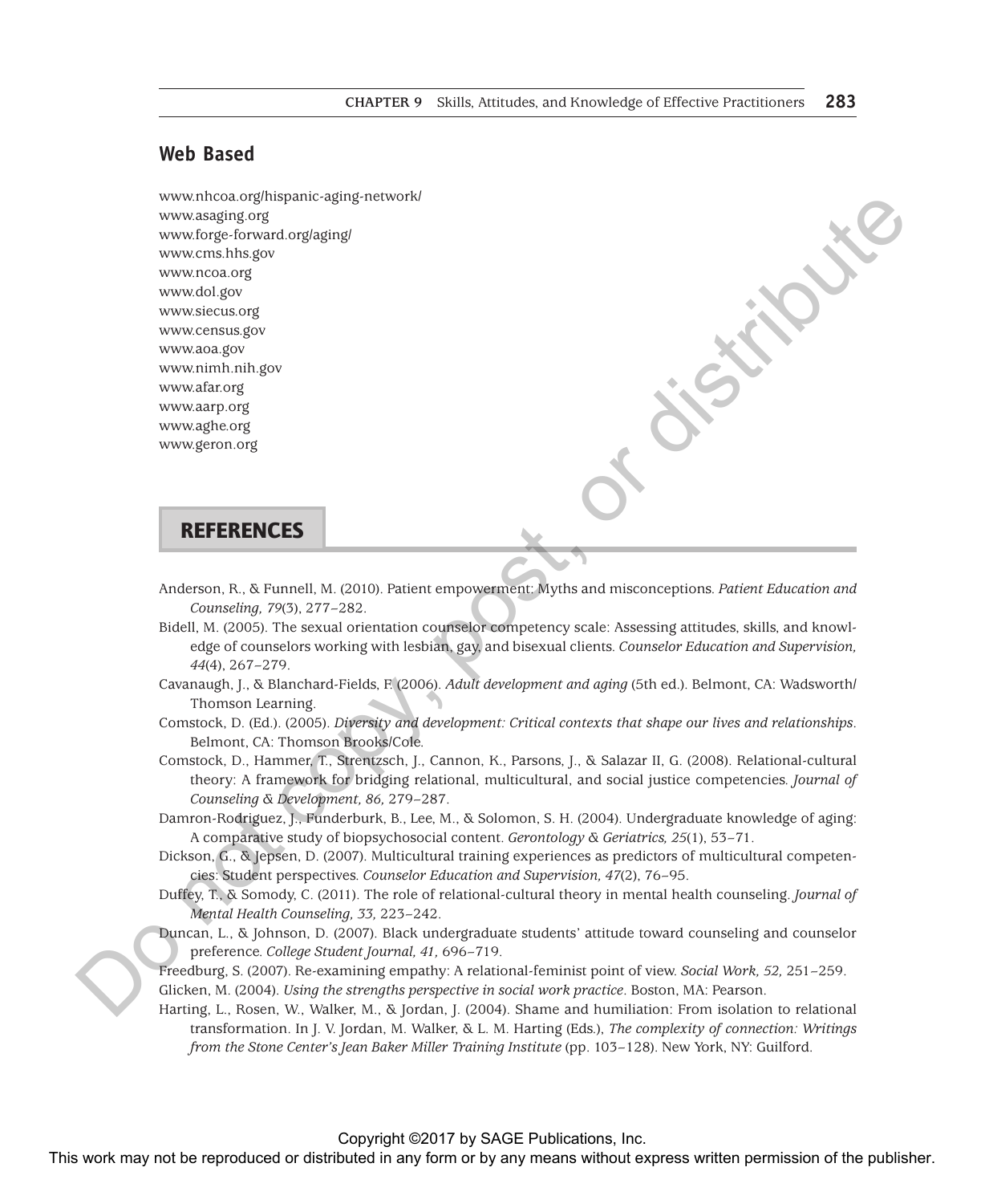## Web Based

www.nhcoa.org/hispanic-aging-network/
www.asaging.org
www.forge-forward.org/aging/
www.cms.hhs.gov
www.ncoa.org
www.dol.gov
www.siecus.org
www.census.gov
www.aoa.gov
www.nimh.nih.gov
www.afar.org
www.aarp.org
www.aghe.org
www.geron.org

## REFERENCES

Anderson, R., & Funnell, M. (2010). Patient empowerment: Myths and misconceptions. *Patient Education and Counseling, 79*(3), 277–282.

Bidell, M. (2005). The sexual orientation counselor competency scale: Assessing attitudes, skills, and knowledge of counselors working with lesbian, gay, and bisexual clients. *Counselor Education and Supervision, 44*(4), 267–279.

Cavanaugh, J., & Blanchard-Fields, F. (2006). *Adult development and aging* (5th ed.). Belmont, CA: Wadsworth/Thomson Learning.

Comstock, D. (Ed.). (2005). *Diversity and development: Critical contexts that shape our lives and relationships*. Belmont, CA: Thomson Brooks/Cole.

Comstock, D., Hammer, T., Strentzsch, J., Cannon, K., Parsons, J., & Salazar II, G. (2008). Relational-cultural theory: A framework for bridging relational, multicultural, and social justice competencies. *Journal of Counseling & Development, 86,* 279–287.

Damron-Rodriguez, J., Funderburk, B., Lee, M., & Solomon, S. H. (2004). Undergraduate knowledge of aging: A comparative study of biopsychosocial content. *Gerontology & Geriatrics, 25*(1), 53–71.

Dickson, G., & Jepsen, D. (2007). Multicultural training experiences as predictors of multicultural competencies: Student perspectives. *Counselor Education and Supervision, 47*(2), 76–95.

Duffey, T., & Somody, C. (2011). The role of relational-cultural theory in mental health counseling. *Journal of Mental Health Counseling, 33,* 223–242.

Duncan, L., & Johnson, D. (2007). Black undergraduate students' attitude toward counseling and counselor preference. *College Student Journal, 41,* 696–719.

Freedburg, S. (2007). Re-examining empathy: A relational-feminist point of view. *Social Work, 52,* 251–259.

Glicken, M. (2004). *Using the strengths perspective in social work practice*. Boston, MA: Pearson.

Harting, L., Rosen, W., Walker, M., & Jordan, J. (2004). Shame and humiliation: From isolation to relational transformation. In J. V. Jordan, M. Walker, & L. M. Harting (Eds.), *The complexity of connection: Writings from the Stone Center's Jean Baker Miller Training Institute* (pp. 103–128). New York, NY: Guilford.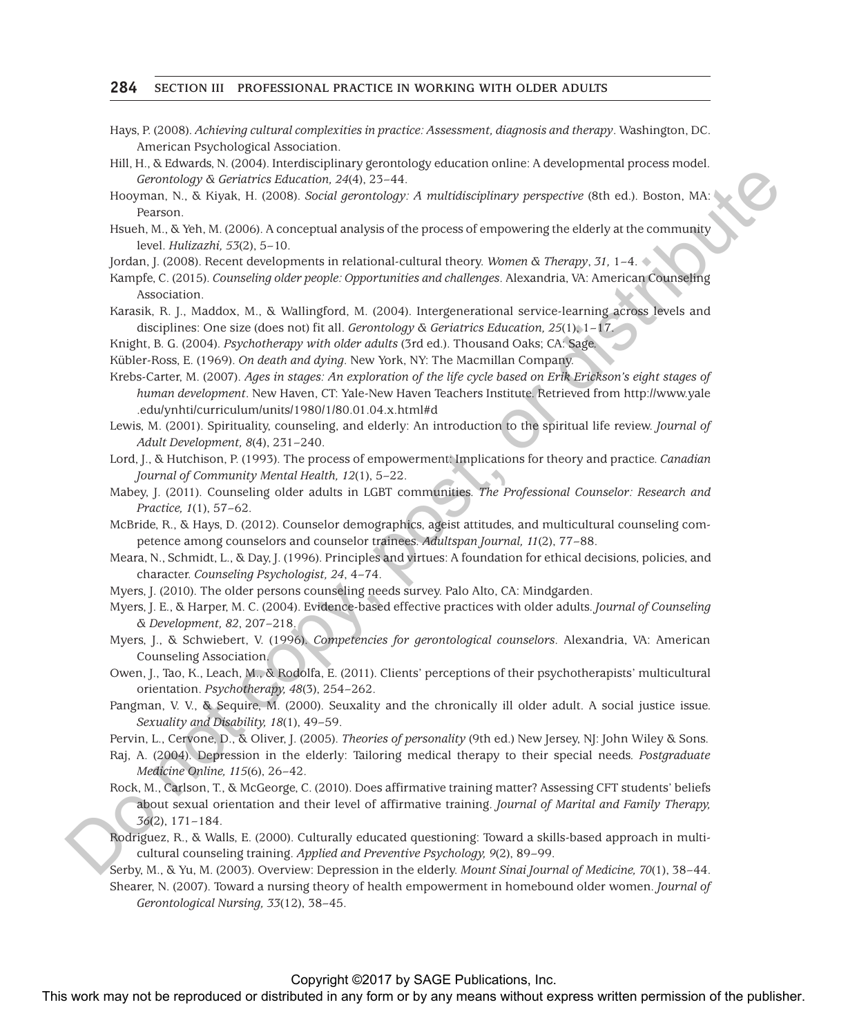Hays, P. (2008). *Achieving cultural complexities in practice: Assessment, diagnosis and therapy*. Washington, DC. American Psychological Association.

Hill, H., & Edwards, N. (2004). Interdisciplinary gerontology education online: A developmental process model. *Gerontology & Geriatrics Education, 24*(4), 23–44.

Hooyman, N., & Kiyak, H. (2008). *Social gerontology: A multidisciplinary perspective* (8th ed.). Boston, MA: Pearson.

Hsueh, M., & Yeh, M. (2006). A conceptual analysis of the process of empowering the elderly at the community level. *Hulizazhi, 53*(2), 5–10.

Jordan, J. (2008). Recent developments in relational-cultural theory. *Women & Therapy*, *31,* 1–4.

Kampfe, C. (2015). *Counseling older people: Opportunities and challenges*. Alexandria, VA: American Counseling Association.

Karasik, R. J., Maddox, M., & Wallingford, M. (2004). Intergenerational service-learning across levels and disciplines: One size (does not) fit all. *Gerontology & Geriatrics Education, 25*(1), 1–17.

Knight, B. G. (2004). *Psychotherapy with older adults* (3rd ed.). Thousand Oaks; CA: Sage.

Kübler-Ross, E. (1969). *On death and dying*. New York, NY: The Macmillan Company.

Krebs-Carter, M. (2007). *Ages in stages: An exploration of the life cycle based on Erik Erickson's eight stages of human development*. New Haven, CT: Yale-New Haven Teachers Institute. Retrieved from http://www.yale.edu/ynhti/curriculum/units/1980/1/80.01.04.x.html#d

Lewis, M. (2001). Spirituality, counseling, and elderly: An introduction to the spiritual life review. *Journal of Adult Development, 8*(4), 231–240.

Lord, J., & Hutchison, P. (1993). The process of empowerment: Implications for theory and practice. *Canadian Journal of Community Mental Health, 12*(1), 5–22.

Mabey, J. (2011). Counseling older adults in LGBT communities. *The Professional Counselor: Research and Practice, 1*(1), 57–62.

McBride, R., & Hays, D. (2012). Counselor demographics, ageist attitudes, and multicultural counseling competence among counselors and counselor trainees. *Adultspan Journal, 11*(2), 77–88.

Meara, N., Schmidt, L., & Day, J. (1996). Principles and virtues: A foundation for ethical decisions, policies, and character. *Counseling Psychologist, 24*, 4–74.

Myers, J. (2010). The older persons counseling needs survey. Palo Alto, CA: Mindgarden.

Myers, J. E., & Harper, M. C. (2004). Evidence-based effective practices with older adults. *Journal of Counseling & Development, 82*, 207–218.

Myers, J., & Schwiebert, V. (1996). *Competencies for gerontological counselors*. Alexandria, VA: American Counseling Association.

Owen, J., Tao, K., Leach, M., & Rodolfa, E. (2011). Clients' perceptions of their psychotherapists' multicultural orientation. *Psychotherapy, 48*(3), 254–262.

Pangman, V. V., & Sequire, M. (2000). Seuxality and the chronically ill older adult. A social justice issue. *Sexuality and Disability, 18*(1), 49–59.

Pervin, L., Cervone, D., & Oliver, J. (2005). *Theories of personality* (9th ed.) New Jersey, NJ: John Wiley & Sons.

Raj, A. (2004). Depression in the elderly: Tailoring medical therapy to their special needs. *Postgraduate Medicine Online, 115*(6), 26–42.

Rock, M., Carlson, T., & McGeorge, C. (2010). Does affirmative training matter? Assessing CFT students' beliefs about sexual orientation and their level of affirmative training. *Journal of Marital and Family Therapy, 36*(2), 171–184.

Rodriguez, R., & Walls, E. (2000). Culturally educated questioning: Toward a skills-based approach in multicultural counseling training. *Applied and Preventive Psychology, 9*(2), 89–99.

Serby, M., & Yu, M. (2003). Overview: Depression in the elderly. *Mount Sinai Journal of Medicine, 70*(1), 38–44.

Shearer, N. (2007). Toward a nursing theory of health empowerment in homebound older women. *Journal of Gerontological Nursing, 33*(12), 38–45.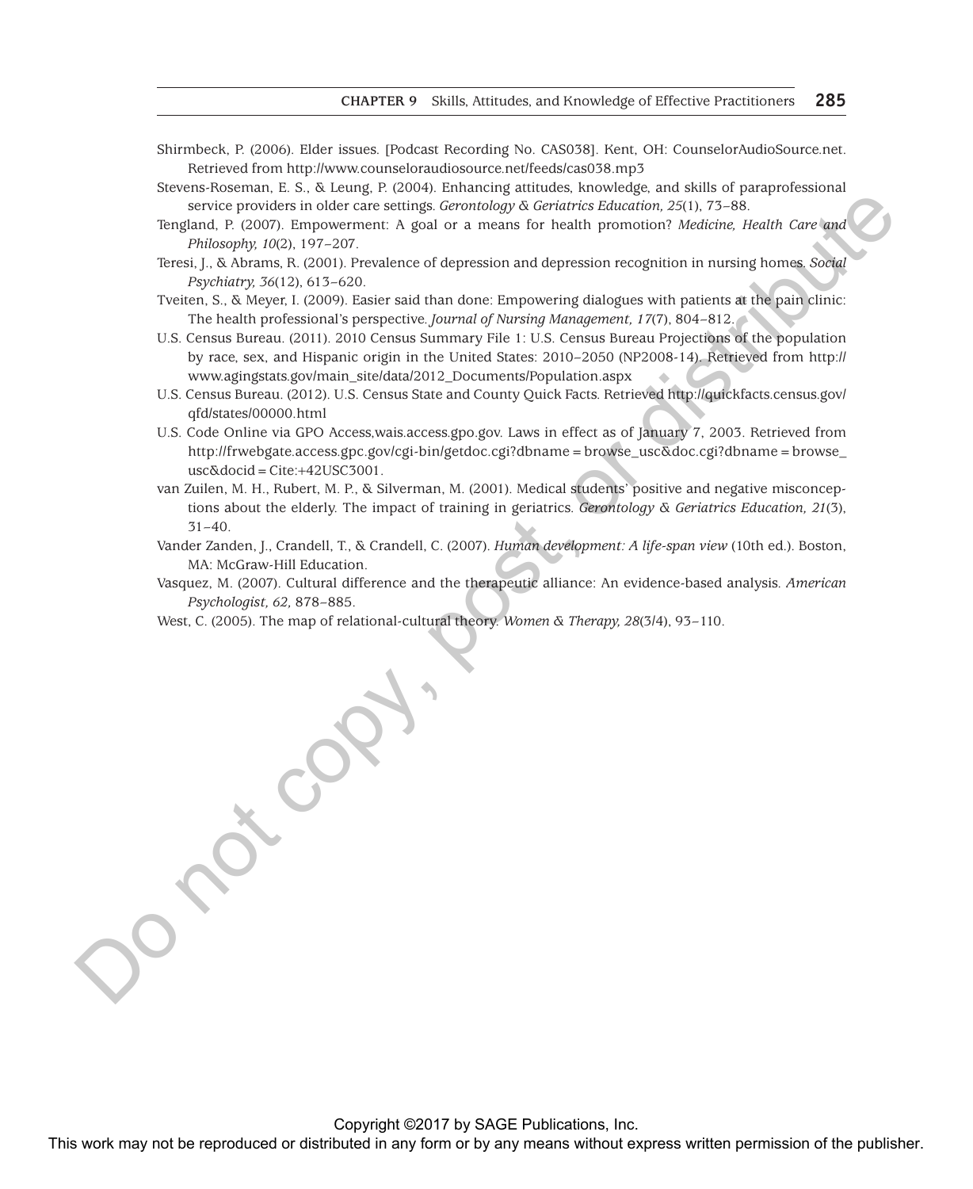Shirmbeck, P. (2006). Elder issues. [Podcast Recording No. CAS038]. Kent, OH: CounselorAudioSource.net. Retrieved from http://www.counseloraudiosource.net/feeds/cas038.mp3

Stevens-Roseman, E. S., & Leung, P. (2004). Enhancing attitudes, knowledge, and skills of paraprofessional service providers in older care settings. *Gerontology & Geriatrics Education, 25*(1), 73–88.

Tengland, P. (2007). Empowerment: A goal or a means for health promotion? *Medicine, Health Care and Philosophy, 10*(2), 197–207.

Teresi, J., & Abrams, R. (2001). Prevalence of depression and depression recognition in nursing homes. *Social Psychiatry, 36*(12), 613–620.

Tveiten, S., & Meyer, I. (2009). Easier said than done: Empowering dialogues with patients at the pain clinic: The health professional's perspective. *Journal of Nursing Management, 17*(7), 804–812.

U.S. Census Bureau. (2011). 2010 Census Summary File 1: U.S. Census Bureau Projections of the population by race, sex, and Hispanic origin in the United States: 2010–2050 (NP2008-14). Retrieved from http://www.agingstats.gov/main_site/data/2012_Documents/Population.aspx

U.S. Census Bureau. (2012). U.S. Census State and County Quick Facts. Retrieved http://quickfacts.census.gov/qfd/states/00000.html

U.S. Code Online via GPO Access,wais.access.gpo.gov. Laws in effect as of January 7, 2003. Retrieved from http://frwebgate.access.gpc.gov/cgi-bin/getdoc.cgi?dbname = browse_usc&doc.cgi?dbname = browse_usc&docid = Cite:+42USC3001.

van Zuilen, M. H., Rubert, M. P., & Silverman, M. (2001). Medical students' positive and negative misconceptions about the elderly. The impact of training in geriatrics. *Gerontology & Geriatrics Education, 21*(3), 31–40.

Vander Zanden, J., Crandell, T., & Crandell, C. (2007). *Human development: A life-span view* (10th ed.). Boston, MA: McGraw-Hill Education.

Vasquez, M. (2007). Cultural difference and the therapeutic alliance: An evidence-based analysis. *American Psychologist, 62,* 878–885.

West, C. (2005). The map of relational-cultural theory. *Women & Therapy, 28*(3/4), 93–110.